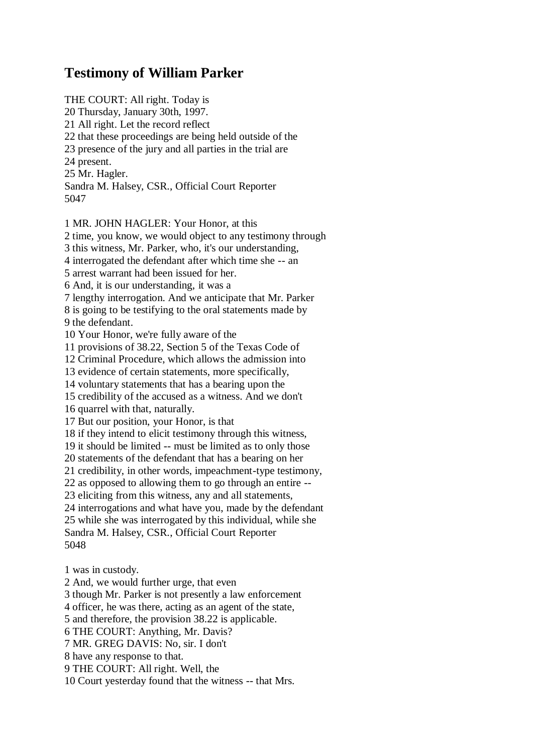# Testimony of William Parker

THE COURT: All right. Today is
20 Thursday, January 30th, 1997.
21 All right. Let the record reflect
22 that these proceedings are being held outside of the
23 presence of the jury and all parties in the trial are
24 present.
25 Mr. Hagler.
Sandra M. Halsey, CSR., Official Court Reporter
5047

1 MR. JOHN HAGLER: Your Honor, at this
2 time, you know, we would object to any testimony through
3 this witness, Mr. Parker, who, it's our understanding,
4 interrogated the defendant after which time she -- an
5 arrest warrant had been issued for her.
6 And, it is our understanding, it was a
7 lengthy interrogation. And we anticipate that Mr. Parker
8 is going to be testifying to the oral statements made by
9 the defendant.
10 Your Honor, we're fully aware of the
11 provisions of 38.22, Section 5 of the Texas Code of
12 Criminal Procedure, which allows the admission into
13 evidence of certain statements, more specifically,
14 voluntary statements that has a bearing upon the
15 credibility of the accused as a witness. And we don't
16 quarrel with that, naturally.
17 But our position, your Honor, is that
18 if they intend to elicit testimony through this witness,
19 it should be limited -- must be limited as to only those
20 statements of the defendant that has a bearing on her
21 credibility, in other words, impeachment-type testimony,
22 as opposed to allowing them to go through an entire --
23 eliciting from this witness, any and all statements,
24 interrogations and what have you, made by the defendant
25 while she was interrogated by this individual, while she
Sandra M. Halsey, CSR., Official Court Reporter
5048

1 was in custody.
2 And, we would further urge, that even
3 though Mr. Parker is not presently a law enforcement
4 officer, he was there, acting as an agent of the state,
5 and therefore, the provision 38.22 is applicable.
6 THE COURT: Anything, Mr. Davis?
7 MR. GREG DAVIS: No, sir. I don't
8 have any response to that.
9 THE COURT: All right. Well, the
10 Court yesterday found that the witness -- that Mrs.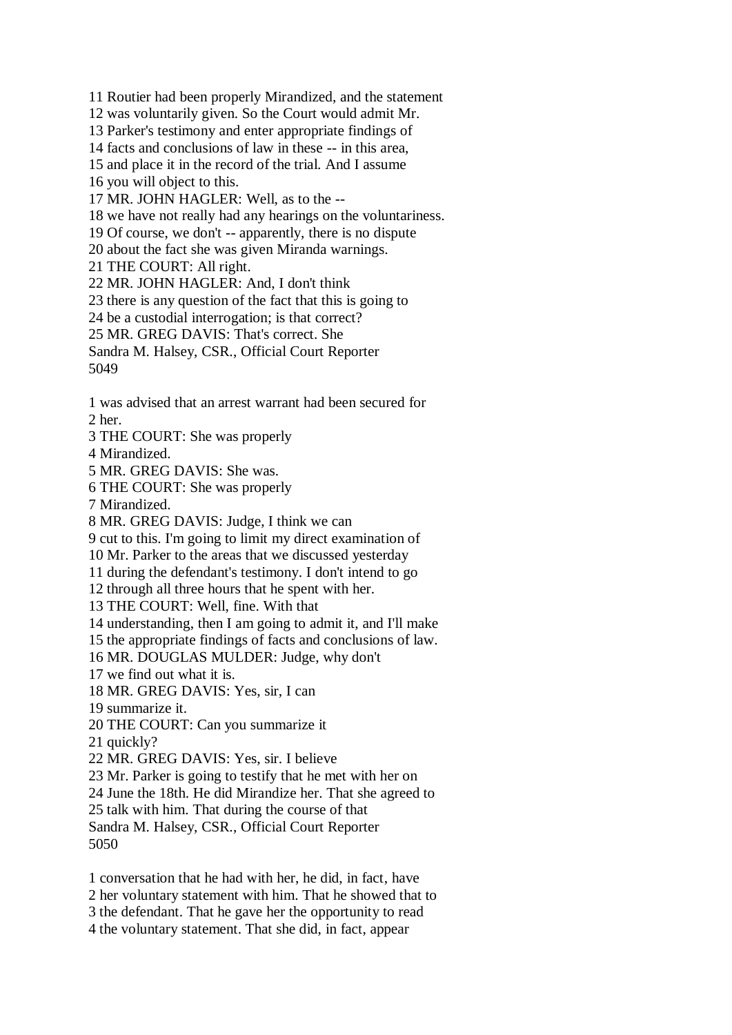11 Routier had been properly Mirandized, and the statement
12 was voluntarily given. So the Court would admit Mr.
13 Parker's testimony and enter appropriate findings of
14 facts and conclusions of law in these -- in this area,
15 and place it in the record of the trial. And I assume
16 you will object to this.
17 MR. JOHN HAGLER: Well, as to the --
18 we have not really had any hearings on the voluntariness.
19 Of course, we don't -- apparently, there is no dispute
20 about the fact she was given Miranda warnings.
21 THE COURT: All right.
22 MR. JOHN HAGLER: And, I don't think
23 there is any question of the fact that this is going to
24 be a custodial interrogation; is that correct?
25 MR. GREG DAVIS: That's correct. She

1 was advised that an arrest warrant had been secured for
2 her.
3 THE COURT: She was properly
4 Mirandized.
5 MR. GREG DAVIS: She was.
6 THE COURT: She was properly
7 Mirandized.
8 MR. GREG DAVIS: Judge, I think we can
9 cut to this. I'm going to limit my direct examination of
10 Mr. Parker to the areas that we discussed yesterday
11 during the defendant's testimony. I don't intend to go
12 through all three hours that he spent with her.
13 THE COURT: Well, fine. With that
14 understanding, then I am going to admit it, and I'll make
15 the appropriate findings of facts and conclusions of law.
16 MR. DOUGLAS MULDER: Judge, why don't
17 we find out what it is.
18 MR. GREG DAVIS: Yes, sir, I can
19 summarize it.
20 THE COURT: Can you summarize it
21 quickly?
22 MR. GREG DAVIS: Yes, sir. I believe
23 Mr. Parker is going to testify that he met with her on
24 June the 18th. He did Mirandize her. That she agreed to
25 talk with him. That during the course of that

1 conversation that he had with her, he did, in fact, have
2 her voluntary statement with him. That he showed that to
3 the defendant. That he gave her the opportunity to read
4 the voluntary statement. That she did, in fact, appear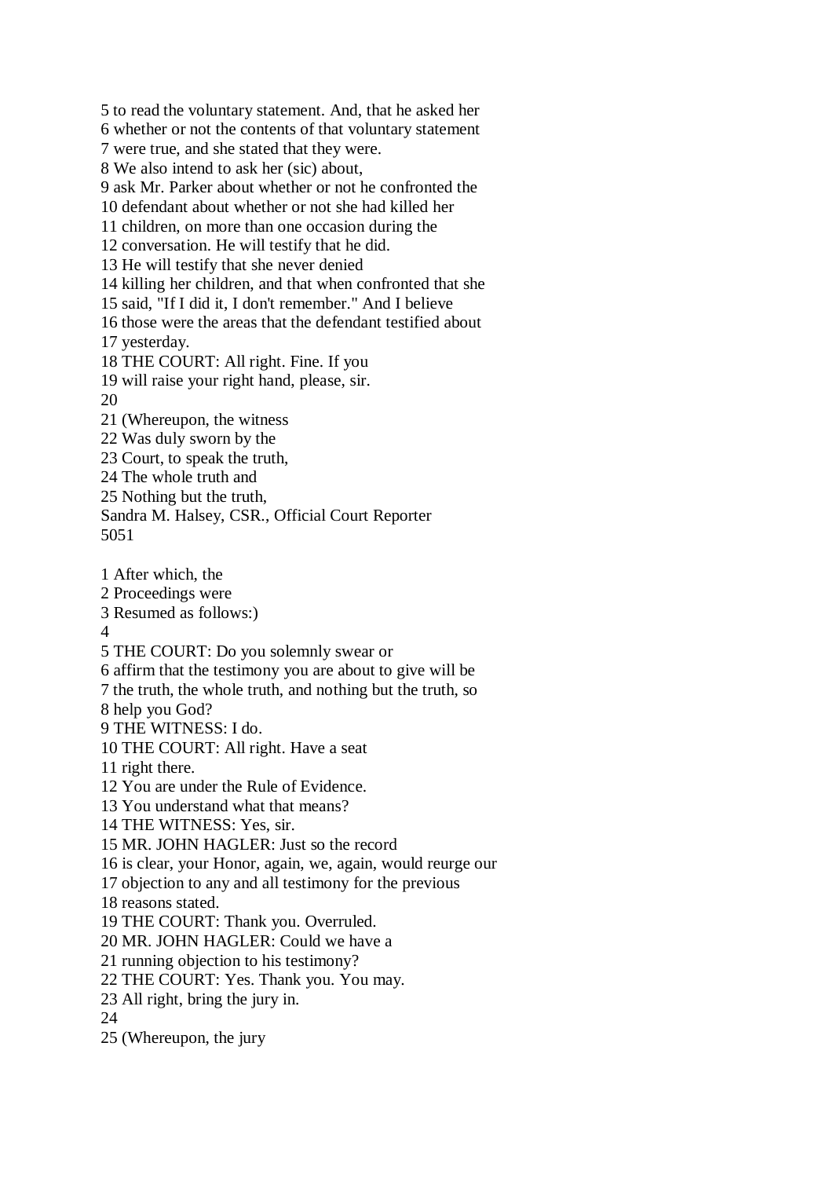5 to read the voluntary statement. And, that he asked her
6 whether or not the contents of that voluntary statement
7 were true, and she stated that they were.
8 We also intend to ask her (sic) about,
9 ask Mr. Parker about whether or not he confronted the
10 defendant about whether or not she had killed her
11 children, on more than one occasion during the
12 conversation. He will testify that he did.
13 He will testify that she never denied
14 killing her children, and that when confronted that she
15 said, "If I did it, I don't remember." And I believe
16 those were the areas that the defendant testified about
17 yesterday.
18 THE COURT: All right. Fine. If you
19 will raise your right hand, please, sir.
20
21 (Whereupon, the witness
22 Was duly sworn by the
23 Court, to speak the truth,
24 The whole truth and
25 Nothing but the truth,
Sandra M. Halsey, CSR., Official Court Reporter
5051

1 After which, the
2 Proceedings were
3 Resumed as follows:)
4
5 THE COURT: Do you solemnly swear or
6 affirm that the testimony you are about to give will be
7 the truth, the whole truth, and nothing but the truth, so
8 help you God?
9 THE WITNESS: I do.
10 THE COURT: All right. Have a seat
11 right there.
12 You are under the Rule of Evidence.
13 You understand what that means?
14 THE WITNESS: Yes, sir.
15 MR. JOHN HAGLER: Just so the record
16 is clear, your Honor, again, we, again, would reurge our
17 objection to any and all testimony for the previous
18 reasons stated.
19 THE COURT: Thank you. Overruled.
20 MR. JOHN HAGLER: Could we have a
21 running objection to his testimony?
22 THE COURT: Yes. Thank you. You may.
23 All right, bring the jury in.
24
25 (Whereupon, the jury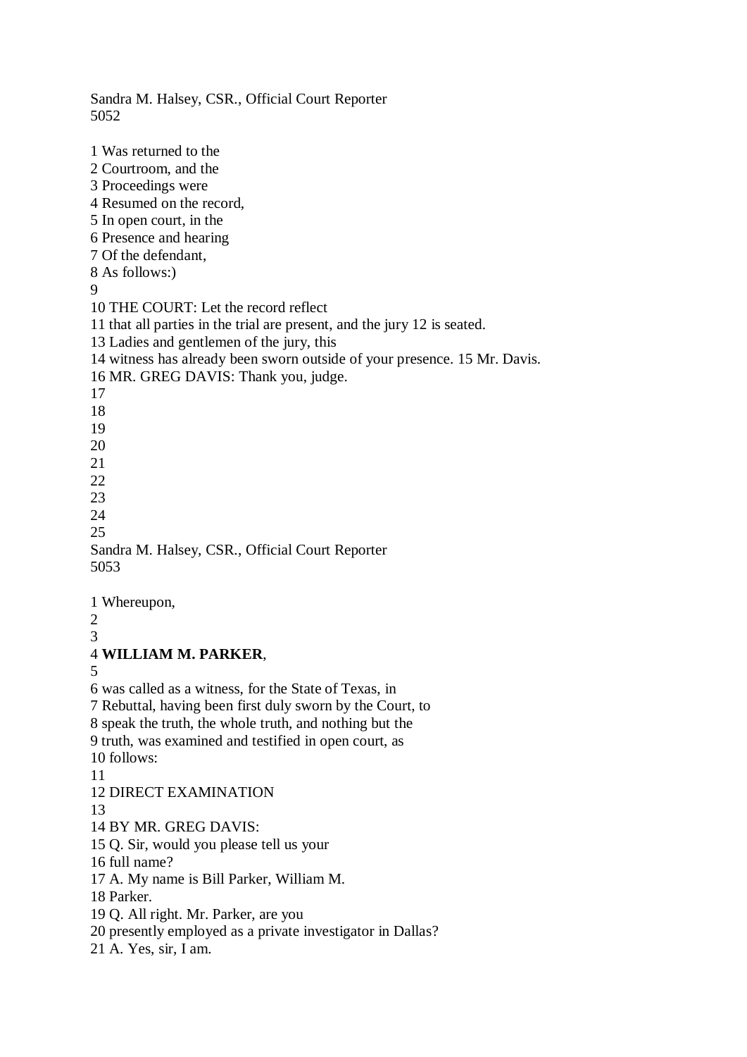1 Was returned to the
2 Courtroom, and the
3 Proceedings were
4 Resumed on the record,
5 In open court, in the
6 Presence and hearing
7 Of the defendant,
8 As follows:)
9
10 THE COURT: Let the record reflect
11 that all parties in the trial are present, and the jury 12 is seated.
13 Ladies and gentlemen of the jury, this
14 witness has already been sworn outside of your presence. 15 Mr. Davis.
16 MR. GREG DAVIS: Thank you, judge.
17
18
19
20
21
22
23
24
25

1 Whereupon,
2
3
4 **WILLIAM M. PARKER**,
5
6 was called as a witness, for the State of Texas, in
7 Rebuttal, having been first duly sworn by the Court, to
8 speak the truth, the whole truth, and nothing but the
9 truth, was examined and testified in open court, as
10 follows:
11
12 DIRECT EXAMINATION
13
14 BY MR. GREG DAVIS:
15 Q. Sir, would you please tell us your
16 full name?
17 A. My name is Bill Parker, William M.
18 Parker.
19 Q. All right. Mr. Parker, are you
20 presently employed as a private investigator in Dallas?
21 A. Yes, sir, I am.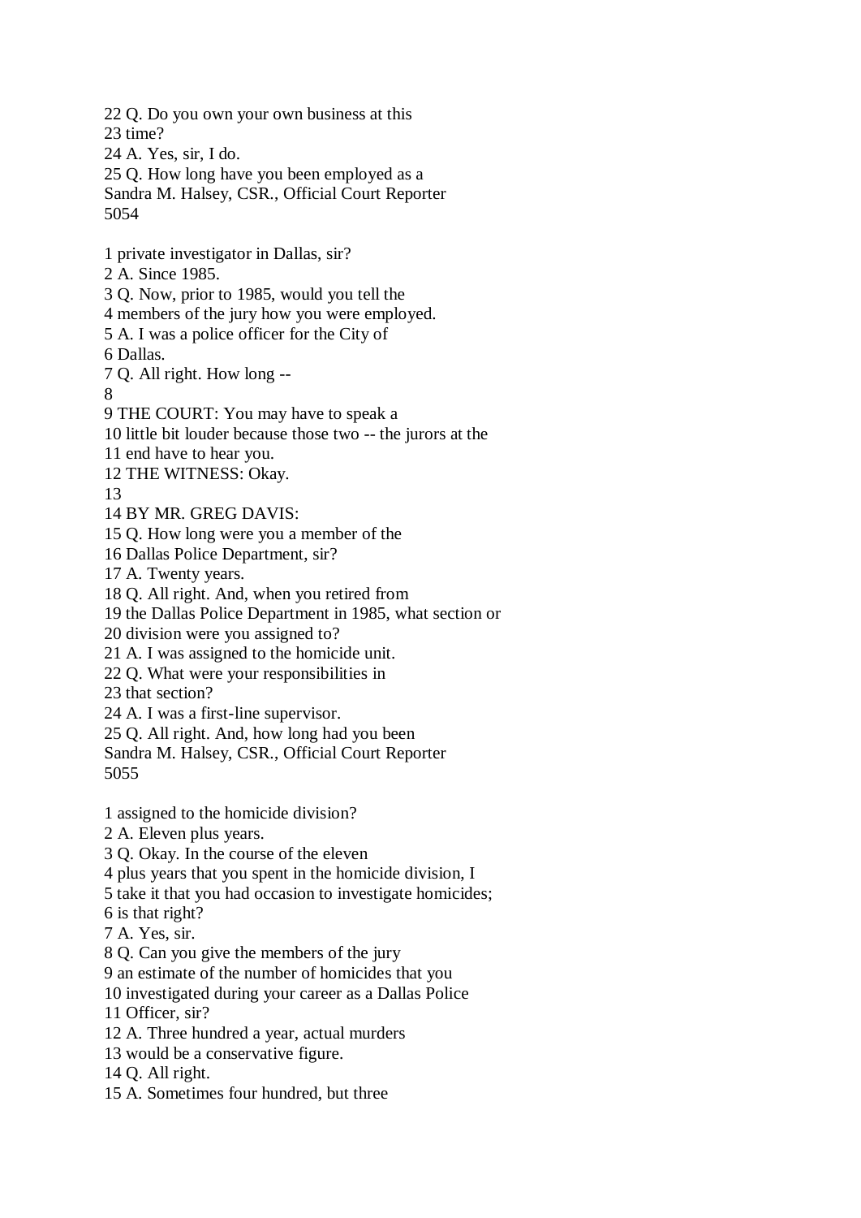22 Q. Do you own your own business at this
23 time?
24 A. Yes, sir, I do.
25 Q. How long have you been employed as a

1 private investigator in Dallas, sir?
2 A. Since 1985.
3 Q. Now, prior to 1985, would you tell the
4 members of the jury how you were employed.
5 A. I was a police officer for the City of
6 Dallas.
7 Q. All right. How long --
8
9 THE COURT: You may have to speak a
10 little bit louder because those two -- the jurors at the
11 end have to hear you.
12 THE WITNESS: Okay.
13
14 BY MR. GREG DAVIS:
15 Q. How long were you a member of the
16 Dallas Police Department, sir?
17 A. Twenty years.
18 Q. All right. And, when you retired from
19 the Dallas Police Department in 1985, what section or
20 division were you assigned to?
21 A. I was assigned to the homicide unit.
22 Q. What were your responsibilities in
23 that section?
24 A. I was a first-line supervisor.
25 Q. All right. And, how long had you been

1 assigned to the homicide division?
2 A. Eleven plus years.
3 Q. Okay. In the course of the eleven
4 plus years that you spent in the homicide division, I
5 take it that you had occasion to investigate homicides;
6 is that right?
7 A. Yes, sir.
8 Q. Can you give the members of the jury
9 an estimate of the number of homicides that you
10 investigated during your career as a Dallas Police
11 Officer, sir?
12 A. Three hundred a year, actual murders
13 would be a conservative figure.
14 Q. All right.
15 A. Sometimes four hundred, but three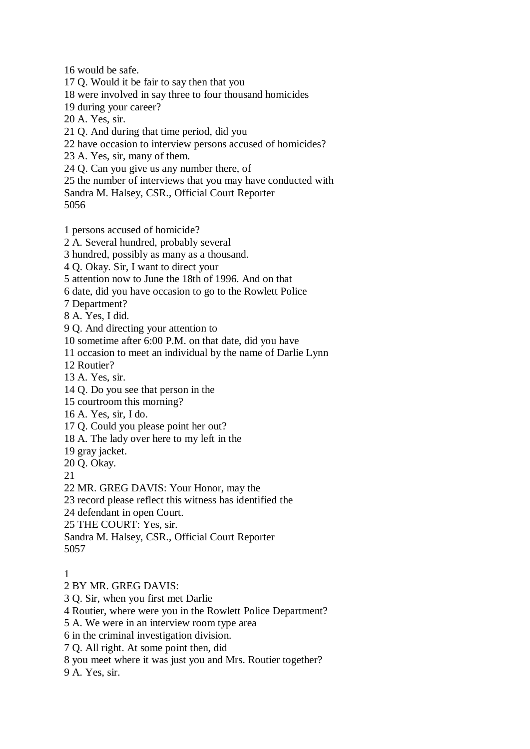16 would be safe.
17 Q. Would it be fair to say then that you
18 were involved in say three to four thousand homicides
19 during your career?
20 A. Yes, sir.
21 Q. And during that time period, did you
22 have occasion to interview persons accused of homicides?
23 A. Yes, sir, many of them.
24 Q. Can you give us any number there, of
25 the number of interviews that you may have conducted with

1 persons accused of homicide?
2 A. Several hundred, probably several
3 hundred, possibly as many as a thousand.
4 Q. Okay. Sir, I want to direct your
5 attention now to June the 18th of 1996. And on that
6 date, did you have occasion to go to the Rowlett Police
7 Department?
8 A. Yes, I did.
9 Q. And directing your attention to
10 sometime after 6:00 P.M. on that date, did you have
11 occasion to meet an individual by the name of Darlie Lynn
12 Routier?
13 A. Yes, sir.
14 Q. Do you see that person in the
15 courtroom this morning?
16 A. Yes, sir, I do.
17 Q. Could you please point her out?
18 A. The lady over here to my left in the
19 gray jacket.
20 Q. Okay.
21
22 MR. GREG DAVIS: Your Honor, may the
23 record please reflect this witness has identified the
24 defendant in open Court.
25 THE COURT: Yes, sir.

1
2 BY MR. GREG DAVIS:
3 Q. Sir, when you first met Darlie
4 Routier, where were you in the Rowlett Police Department?
5 A. We were in an interview room type area
6 in the criminal investigation division.
7 Q. All right. At some point then, did
8 you meet where it was just you and Mrs. Routier together?
9 A. Yes, sir.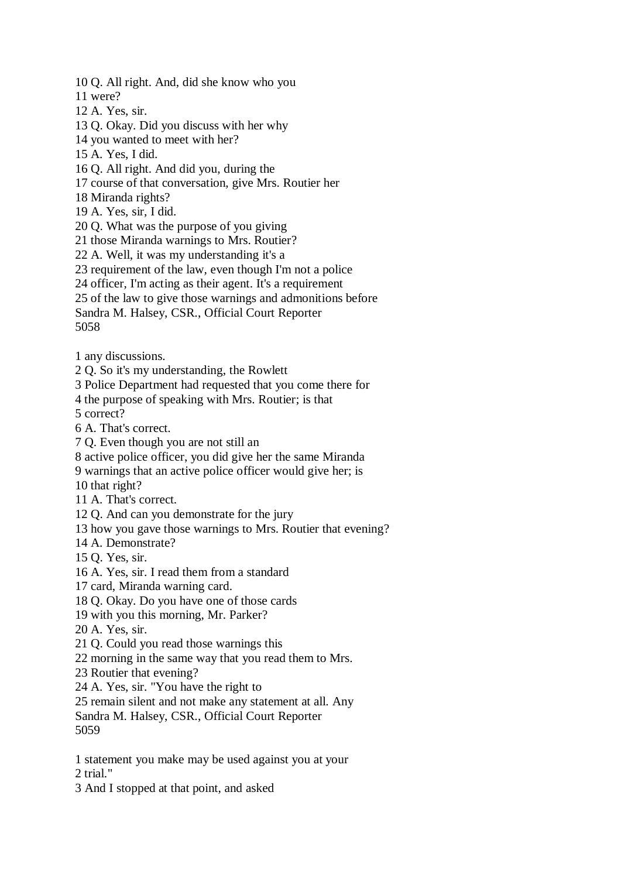10 Q. All right. And, did she know who you
11 were?
12 A. Yes, sir.
13 Q. Okay. Did you discuss with her why
14 you wanted to meet with her?
15 A. Yes, I did.
16 Q. All right. And did you, during the
17 course of that conversation, give Mrs. Routier her
18 Miranda rights?
19 A. Yes, sir, I did.
20 Q. What was the purpose of you giving
21 those Miranda warnings to Mrs. Routier?
22 A. Well, it was my understanding it's a
23 requirement of the law, even though I'm not a police
24 officer, I'm acting as their agent. It's a requirement
25 of the law to give those warnings and admonitions before
Sandra M. Halsey, CSR., Official Court Reporter
5058

1 any discussions.
2 Q. So it's my understanding, the Rowlett
3 Police Department had requested that you come there for
4 the purpose of speaking with Mrs. Routier; is that
5 correct?
6 A. That's correct.
7 Q. Even though you are not still an
8 active police officer, you did give her the same Miranda
9 warnings that an active police officer would give her; is
10 that right?
11 A. That's correct.
12 Q. And can you demonstrate for the jury
13 how you gave those warnings to Mrs. Routier that evening?
14 A. Demonstrate?
15 Q. Yes, sir.
16 A. Yes, sir. I read them from a standard
17 card, Miranda warning card.
18 Q. Okay. Do you have one of those cards
19 with you this morning, Mr. Parker?
20 A. Yes, sir.
21 Q. Could you read those warnings this
22 morning in the same way that you read them to Mrs.
23 Routier that evening?
24 A. Yes, sir. "You have the right to
25 remain silent and not make any statement at all. Any
Sandra M. Halsey, CSR., Official Court Reporter
5059

1 statement you make may be used against you at your
2 trial."
3 And I stopped at that point, and asked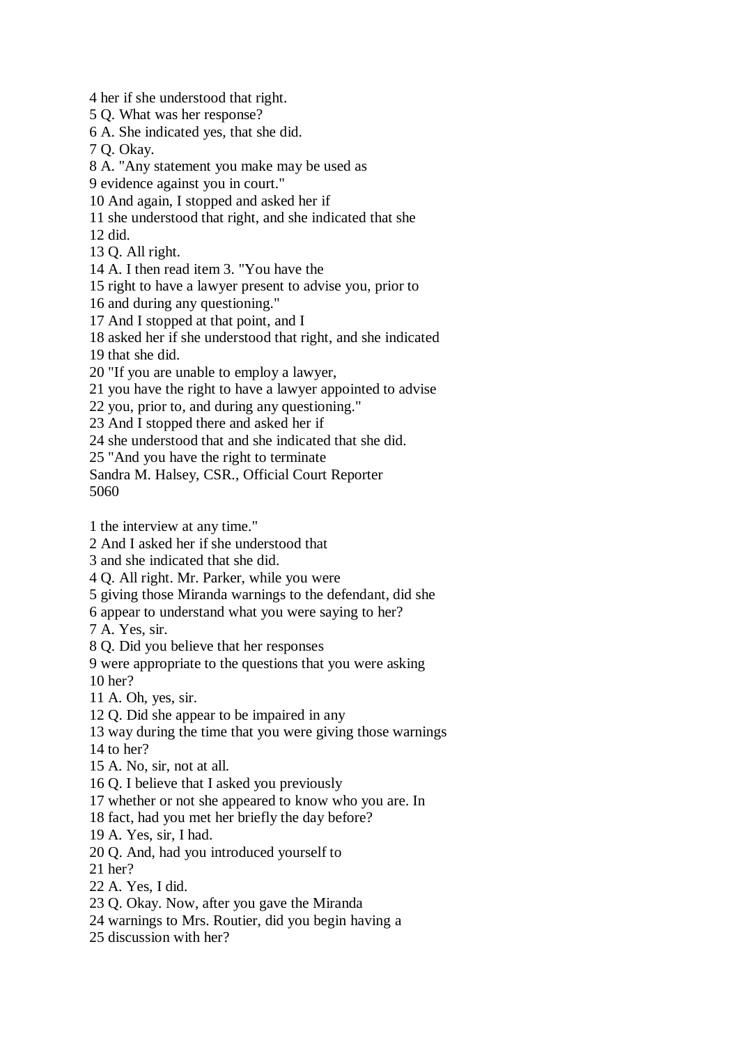4 her if she understood that right.
5 Q. What was her response?
6 A. She indicated yes, that she did.
7 Q. Okay.
8 A. "Any statement you make may be used as
9 evidence against you in court."
10 And again, I stopped and asked her if
11 she understood that right, and she indicated that she
12 did.
13 Q. All right.
14 A. I then read item 3. "You have the
15 right to have a lawyer present to advise you, prior to
16 and during any questioning."
17 And I stopped at that point, and I
18 asked her if she understood that right, and she indicated
19 that she did.
20 "If you are unable to employ a lawyer,
21 you have the right to have a lawyer appointed to advise
22 you, prior to, and during any questioning."
23 And I stopped there and asked her if
24 she understood that and she indicated that she did.
25 "And you have the right to terminate
Sandra M. Halsey, CSR., Official Court Reporter
5060

1 the interview at any time."
2 And I asked her if she understood that
3 and she indicated that she did.
4 Q. All right. Mr. Parker, while you were
5 giving those Miranda warnings to the defendant, did she
6 appear to understand what you were saying to her?
7 A. Yes, sir.
8 Q. Did you believe that her responses
9 were appropriate to the questions that you were asking
10 her?
11 A. Oh, yes, sir.
12 Q. Did she appear to be impaired in any
13 way during the time that you were giving those warnings
14 to her?
15 A. No, sir, not at all.
16 Q. I believe that I asked you previously
17 whether or not she appeared to know who you are. In
18 fact, had you met her briefly the day before?
19 A. Yes, sir, I had.
20 Q. And, had you introduced yourself to
21 her?
22 A. Yes, I did.
23 Q. Okay. Now, after you gave the Miranda
24 warnings to Mrs. Routier, did you begin having a
25 discussion with her?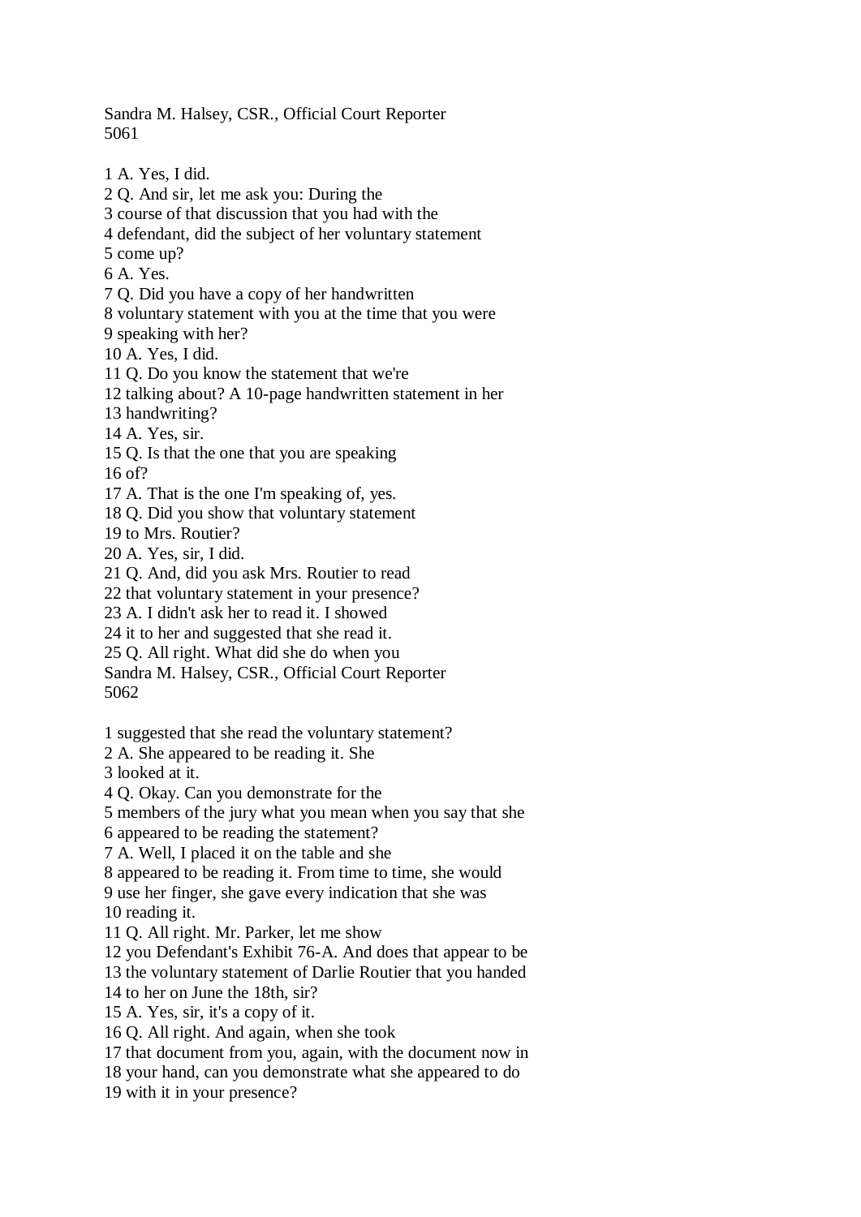1 A. Yes, I did.
2 Q. And sir, let me ask you: During the
3 course of that discussion that you had with the
4 defendant, did the subject of her voluntary statement
5 come up?
6 A. Yes.
7 Q. Did you have a copy of her handwritten
8 voluntary statement with you at the time that you were
9 speaking with her?
10 A. Yes, I did.
11 Q. Do you know the statement that we're
12 talking about? A 10-page handwritten statement in her
13 handwriting?
14 A. Yes, sir.
15 Q. Is that the one that you are speaking
16 of?
17 A. That is the one I'm speaking of, yes.
18 Q. Did you show that voluntary statement
19 to Mrs. Routier?
20 A. Yes, sir, I did.
21 Q. And, did you ask Mrs. Routier to read
22 that voluntary statement in your presence?
23 A. I didn't ask her to read it. I showed
24 it to her and suggested that she read it.
25 Q. All right. What did she do when you

1 suggested that she read the voluntary statement?
2 A. She appeared to be reading it. She
3 looked at it.
4 Q. Okay. Can you demonstrate for the
5 members of the jury what you mean when you say that she
6 appeared to be reading the statement?
7 A. Well, I placed it on the table and she
8 appeared to be reading it. From time to time, she would
9 use her finger, she gave every indication that she was
10 reading it.
11 Q. All right. Mr. Parker, let me show
12 you Defendant's Exhibit 76-A. And does that appear to be
13 the voluntary statement of Darlie Routier that you handed
14 to her on June the 18th, sir?
15 A. Yes, sir, it's a copy of it.
16 Q. All right. And again, when she took
17 that document from you, again, with the document now in
18 your hand, can you demonstrate what she appeared to do
19 with it in your presence?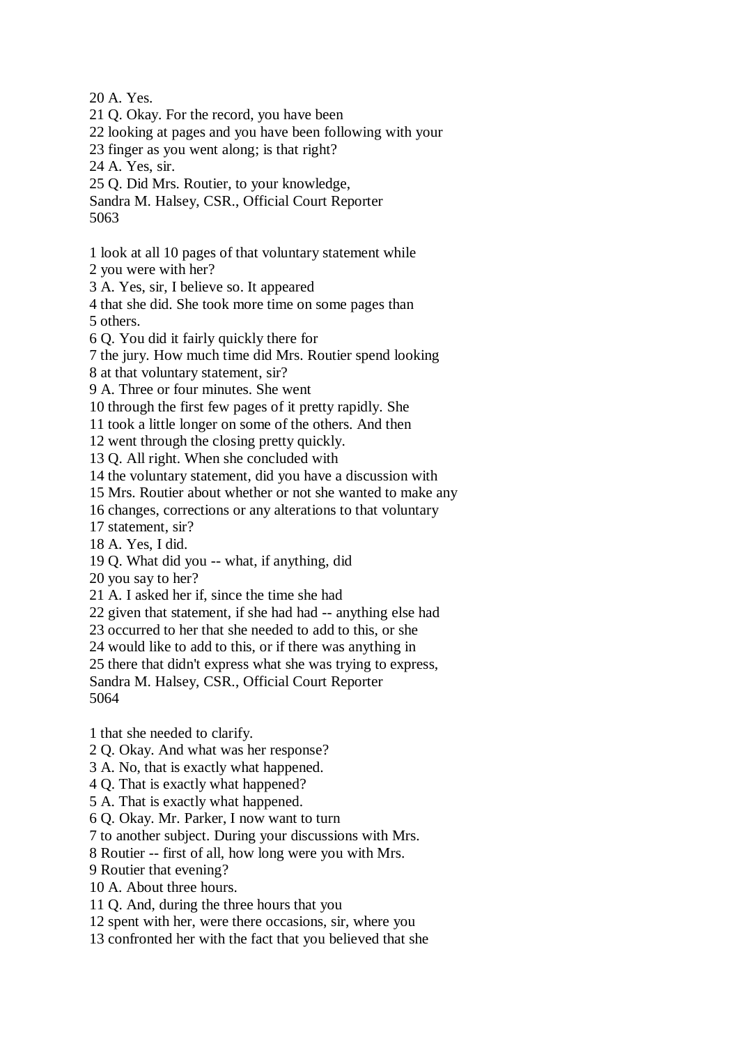20 A. Yes.
21 Q. Okay. For the record, you have been
22 looking at pages and you have been following with your
23 finger as you went along; is that right?
24 A. Yes, sir.
25 Q. Did Mrs. Routier, to your knowledge,
Sandra M. Halsey, CSR., Official Court Reporter
5063

1 look at all 10 pages of that voluntary statement while
2 you were with her?
3 A. Yes, sir, I believe so. It appeared
4 that she did. She took more time on some pages than
5 others.
6 Q. You did it fairly quickly there for
7 the jury. How much time did Mrs. Routier spend looking
8 at that voluntary statement, sir?
9 A. Three or four minutes. She went
10 through the first few pages of it pretty rapidly. She
11 took a little longer on some of the others. And then
12 went through the closing pretty quickly.
13 Q. All right. When she concluded with
14 the voluntary statement, did you have a discussion with
15 Mrs. Routier about whether or not she wanted to make any
16 changes, corrections or any alterations to that voluntary
17 statement, sir?
18 A. Yes, I did.
19 Q. What did you -- what, if anything, did
20 you say to her?
21 A. I asked her if, since the time she had
22 given that statement, if she had had -- anything else had
23 occurred to her that she needed to add to this, or she
24 would like to add to this, or if there was anything in
25 there that didn't express what she was trying to express,
Sandra M. Halsey, CSR., Official Court Reporter
5064

1 that she needed to clarify.
2 Q. Okay. And what was her response?
3 A. No, that is exactly what happened.
4 Q. That is exactly what happened?
5 A. That is exactly what happened.
6 Q. Okay. Mr. Parker, I now want to turn
7 to another subject. During your discussions with Mrs.
8 Routier -- first of all, how long were you with Mrs.
9 Routier that evening?
10 A. About three hours.
11 Q. And, during the three hours that you
12 spent with her, were there occasions, sir, where you
13 confronted her with the fact that you believed that she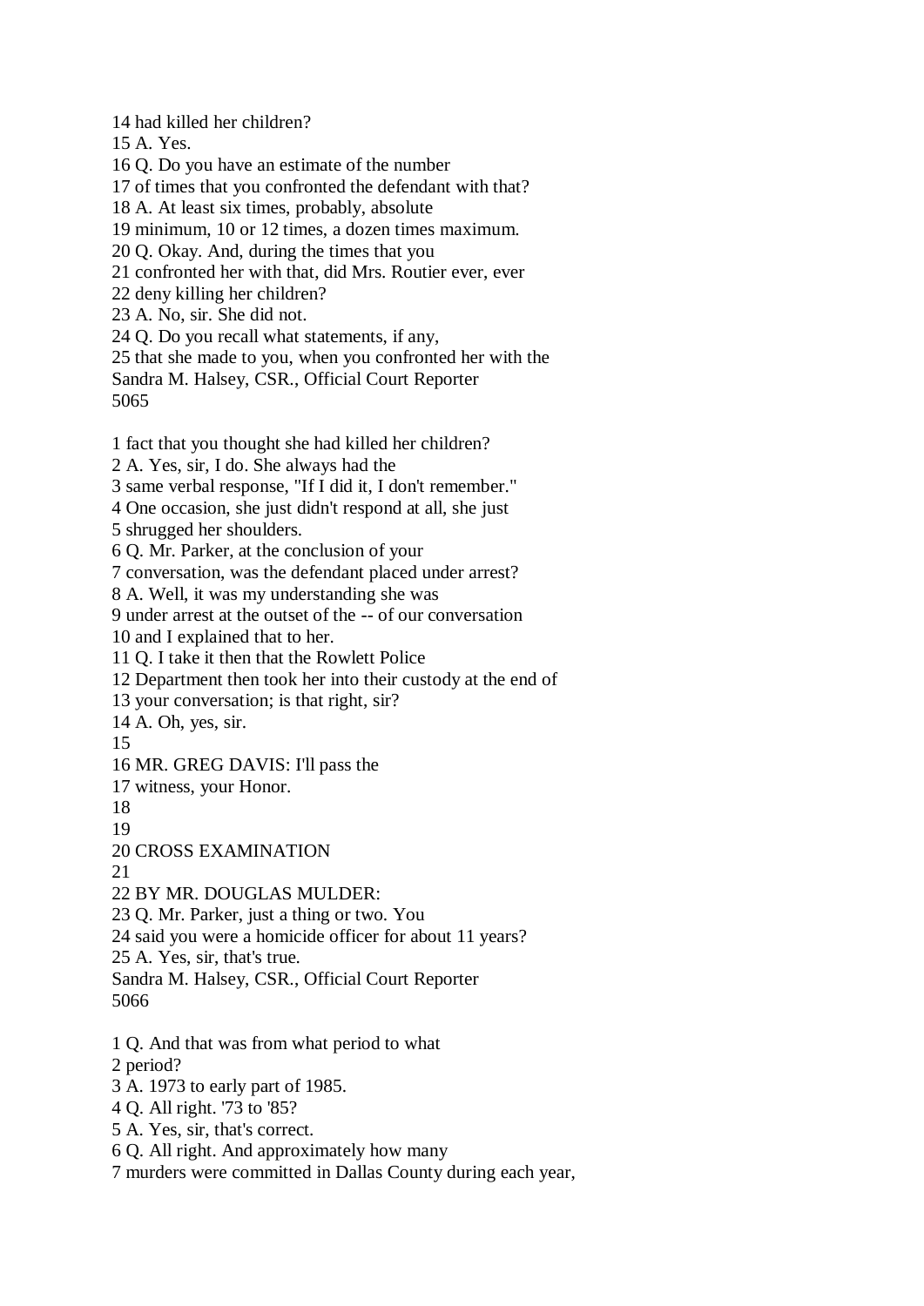14 had killed her children?
15 A. Yes.
16 Q. Do you have an estimate of the number
17 of times that you confronted the defendant with that?
18 A. At least six times, probably, absolute
19 minimum, 10 or 12 times, a dozen times maximum.
20 Q. Okay. And, during the times that you
21 confronted her with that, did Mrs. Routier ever, ever
22 deny killing her children?
23 A. No, sir. She did not.
24 Q. Do you recall what statements, if any,
25 that she made to you, when you confronted her with the
Sandra M. Halsey, CSR., Official Court Reporter
5065

1 fact that you thought she had killed her children?
2 A. Yes, sir, I do. She always had the
3 same verbal response, "If I did it, I don't remember."
4 One occasion, she just didn't respond at all, she just
5 shrugged her shoulders.
6 Q. Mr. Parker, at the conclusion of your
7 conversation, was the defendant placed under arrest?
8 A. Well, it was my understanding she was
9 under arrest at the outset of the -- of our conversation
10 and I explained that to her.
11 Q. I take it then that the Rowlett Police
12 Department then took her into their custody at the end of
13 your conversation; is that right, sir?
14 A. Oh, yes, sir.
15
16 MR. GREG DAVIS: I'll pass the
17 witness, your Honor.
18
19
20 CROSS EXAMINATION
21
22 BY MR. DOUGLAS MULDER:
23 Q. Mr. Parker, just a thing or two. You
24 said you were a homicide officer for about 11 years?
25 A. Yes, sir, that's true.
Sandra M. Halsey, CSR., Official Court Reporter
5066

1 Q. And that was from what period to what
2 period?
3 A. 1973 to early part of 1985.
4 Q. All right. '73 to '85?
5 A. Yes, sir, that's correct.
6 Q. All right. And approximately how many
7 murders were committed in Dallas County during each year,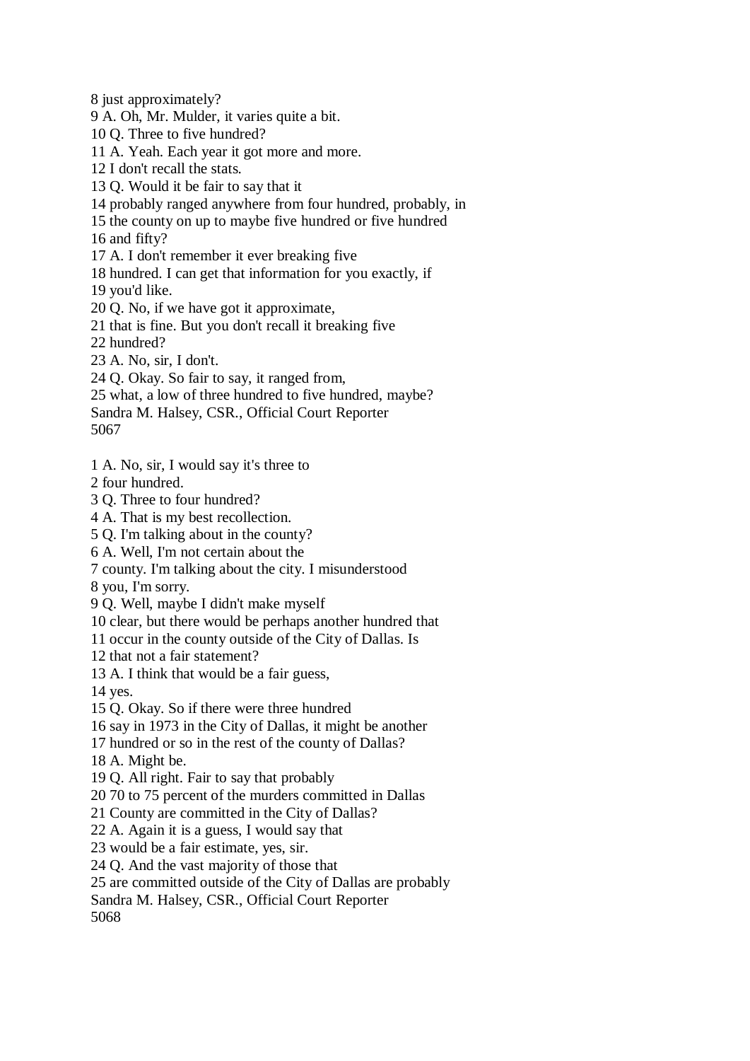8 just approximately?
9 A. Oh, Mr. Mulder, it varies quite a bit.
10 Q. Three to five hundred?
11 A. Yeah. Each year it got more and more.
12 I don't recall the stats.
13 Q. Would it be fair to say that it
14 probably ranged anywhere from four hundred, probably, in
15 the county on up to maybe five hundred or five hundred
16 and fifty?
17 A. I don't remember it ever breaking five
18 hundred. I can get that information for you exactly, if
19 you'd like.
20 Q. No, if we have got it approximate,
21 that is fine. But you don't recall it breaking five
22 hundred?
23 A. No, sir, I don't.
24 Q. Okay. So fair to say, it ranged from,
25 what, a low of three hundred to five hundred, maybe?
Sandra M. Halsey, CSR., Official Court Reporter
5067

1 A. No, sir, I would say it's three to
2 four hundred.
3 Q. Three to four hundred?
4 A. That is my best recollection.
5 Q. I'm talking about in the county?
6 A. Well, I'm not certain about the
7 county. I'm talking about the city. I misunderstood
8 you, I'm sorry.
9 Q. Well, maybe I didn't make myself
10 clear, but there would be perhaps another hundred that
11 occur in the county outside of the City of Dallas. Is
12 that not a fair statement?
13 A. I think that would be a fair guess,
14 yes.
15 Q. Okay. So if there were three hundred
16 say in 1973 in the City of Dallas, it might be another
17 hundred or so in the rest of the county of Dallas?
18 A. Might be.
19 Q. All right. Fair to say that probably
20 70 to 75 percent of the murders committed in Dallas
21 County are committed in the City of Dallas?
22 A. Again it is a guess, I would say that
23 would be a fair estimate, yes, sir.
24 Q. And the vast majority of those that
25 are committed outside of the City of Dallas are probably
Sandra M. Halsey, CSR., Official Court Reporter
5068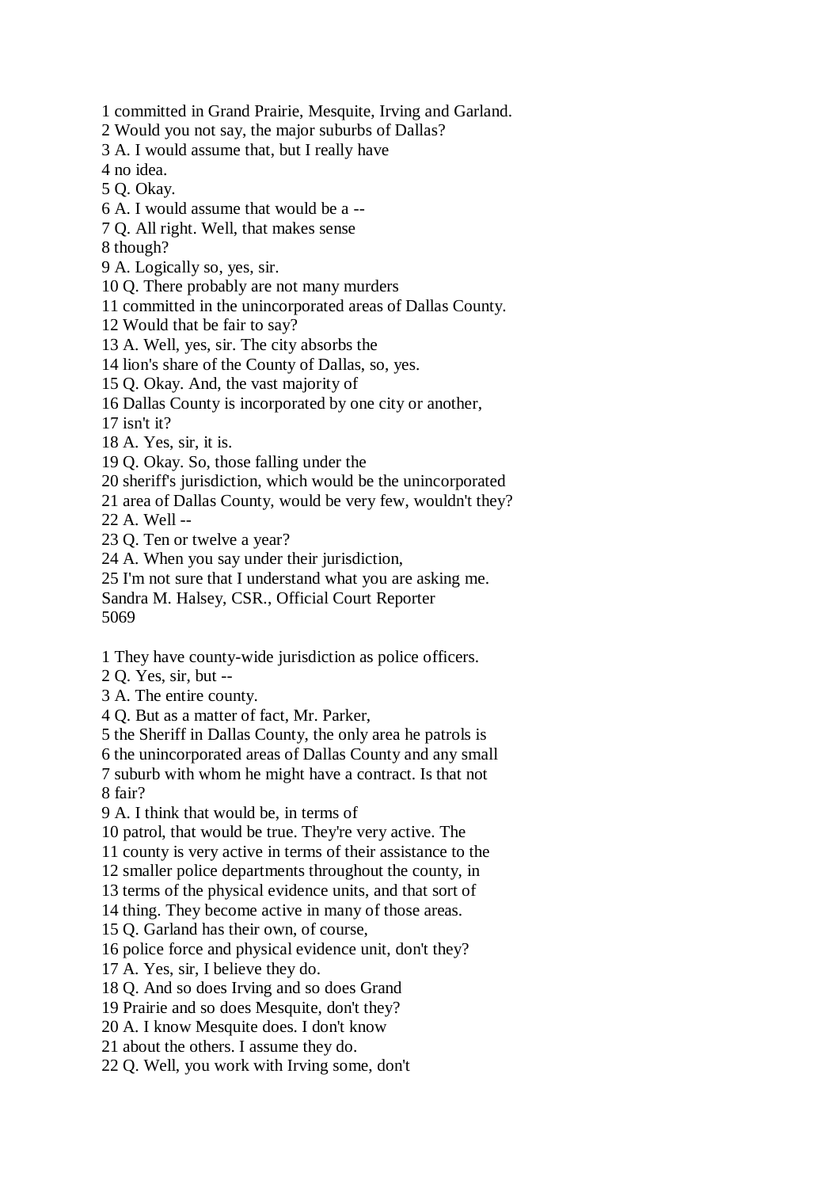1 committed in Grand Prairie, Mesquite, Irving and Garland.
2 Would you not say, the major suburbs of Dallas?
3 A. I would assume that, but I really have
4 no idea.
5 Q. Okay.
6 A. I would assume that would be a --
7 Q. All right. Well, that makes sense
8 though?
9 A. Logically so, yes, sir.
10 Q. There probably are not many murders
11 committed in the unincorporated areas of Dallas County.
12 Would that be fair to say?
13 A. Well, yes, sir. The city absorbs the
14 lion's share of the County of Dallas, so, yes.
15 Q. Okay. And, the vast majority of
16 Dallas County is incorporated by one city or another,
17 isn't it?
18 A. Yes, sir, it is.
19 Q. Okay. So, those falling under the
20 sheriff's jurisdiction, which would be the unincorporated
21 area of Dallas County, would be very few, wouldn't they?
22 A. Well --
23 Q. Ten or twelve a year?
24 A. When you say under their jurisdiction,
25 I'm not sure that I understand what you are asking me.
Sandra M. Halsey, CSR., Official Court Reporter
5069

1 They have county-wide jurisdiction as police officers.
2 Q. Yes, sir, but --
3 A. The entire county.
4 Q. But as a matter of fact, Mr. Parker,
5 the Sheriff in Dallas County, the only area he patrols is
6 the unincorporated areas of Dallas County and any small
7 suburb with whom he might have a contract. Is that not
8 fair?
9 A. I think that would be, in terms of
10 patrol, that would be true. They're very active. The
11 county is very active in terms of their assistance to the
12 smaller police departments throughout the county, in
13 terms of the physical evidence units, and that sort of
14 thing. They become active in many of those areas.
15 Q. Garland has their own, of course,
16 police force and physical evidence unit, don't they?
17 A. Yes, sir, I believe they do.
18 Q. And so does Irving and so does Grand
19 Prairie and so does Mesquite, don't they?
20 A. I know Mesquite does. I don't know
21 about the others. I assume they do.
22 Q. Well, you work with Irving some, don't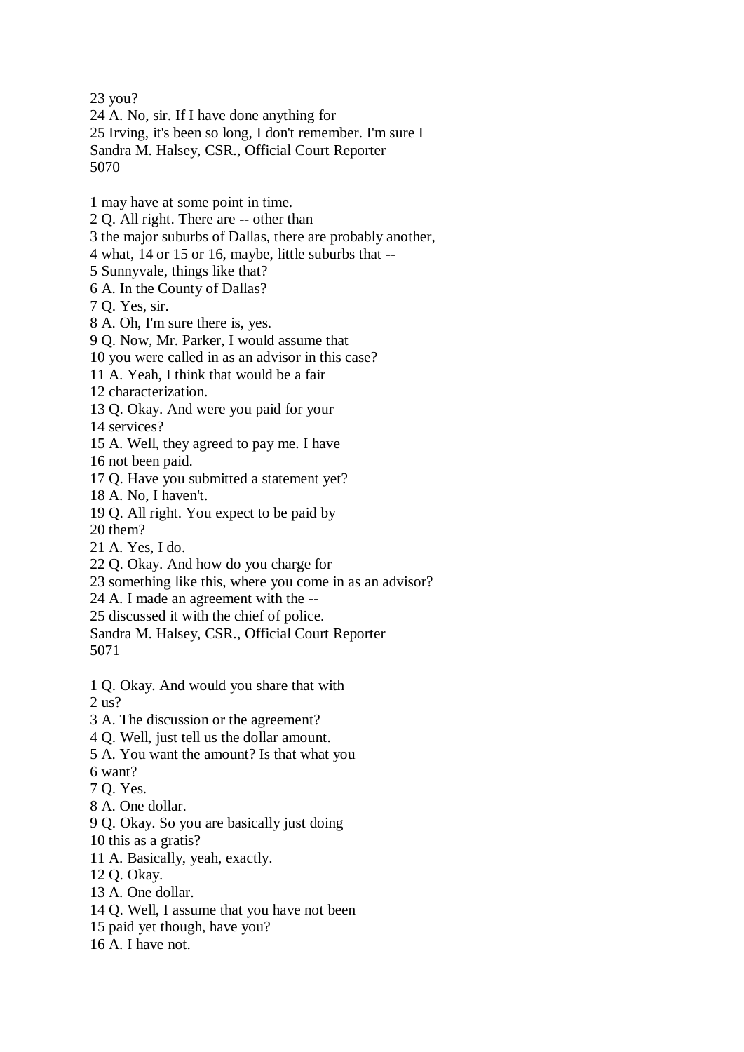23 you?
24 A. No, sir. If I have done anything for
25 Irving, it's been so long, I don't remember. I'm sure I

1 may have at some point in time.
2 Q. All right. There are -- other than
3 the major suburbs of Dallas, there are probably another,
4 what, 14 or 15 or 16, maybe, little suburbs that --
5 Sunnyvale, things like that?
6 A. In the County of Dallas?
7 Q. Yes, sir.
8 A. Oh, I'm sure there is, yes.
9 Q. Now, Mr. Parker, I would assume that
10 you were called in as an advisor in this case?
11 A. Yeah, I think that would be a fair
12 characterization.
13 Q. Okay. And were you paid for your
14 services?
15 A. Well, they agreed to pay me. I have
16 not been paid.
17 Q. Have you submitted a statement yet?
18 A. No, I haven't.
19 Q. All right. You expect to be paid by
20 them?
21 A. Yes, I do.
22 Q. Okay. And how do you charge for
23 something like this, where you come in as an advisor?
24 A. I made an agreement with the --
25 discussed it with the chief of police.

1 Q. Okay. And would you share that with
2 us?
3 A. The discussion or the agreement?
4 Q. Well, just tell us the dollar amount.
5 A. You want the amount? Is that what you
6 want?
7 Q. Yes.
8 A. One dollar.
9 Q. Okay. So you are basically just doing
10 this as a gratis?
11 A. Basically, yeah, exactly.
12 Q. Okay.
13 A. One dollar.
14 Q. Well, I assume that you have not been
15 paid yet though, have you?
16 A. I have not.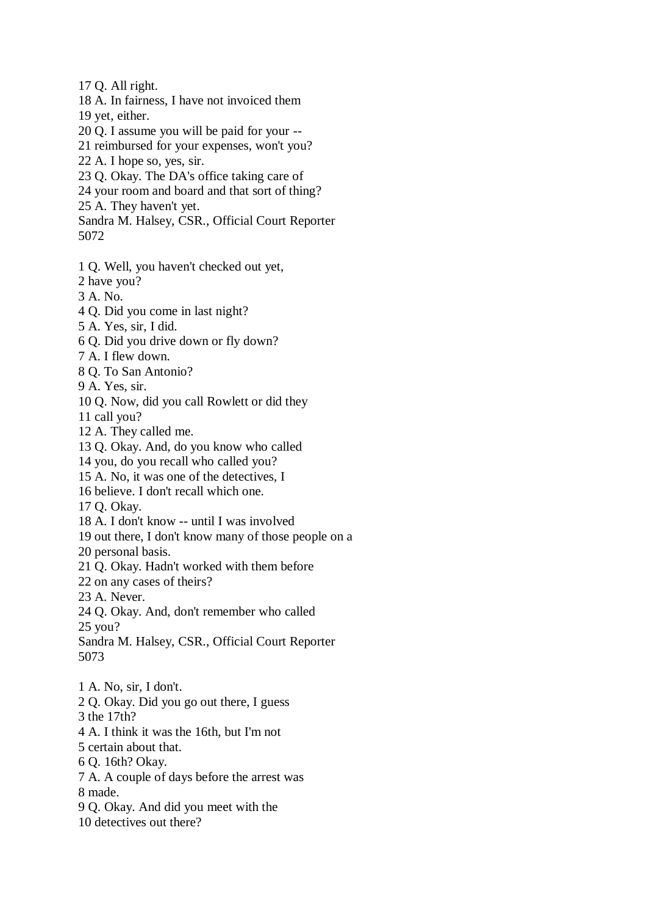17 Q. All right.
18 A. In fairness, I have not invoiced them
19 yet, either.
20 Q. I assume you will be paid for your --
21 reimbursed for your expenses, won't you?
22 A. I hope so, yes, sir.
23 Q. Okay. The DA's office taking care of
24 your room and board and that sort of thing?
25 A. They haven't yet.
Sandra M. Halsey, CSR., Official Court Reporter
5072

1 Q. Well, you haven't checked out yet,
2 have you?
3 A. No.
4 Q. Did you come in last night?
5 A. Yes, sir, I did.
6 Q. Did you drive down or fly down?
7 A. I flew down.
8 Q. To San Antonio?
9 A. Yes, sir.
10 Q. Now, did you call Rowlett or did they
11 call you?
12 A. They called me.
13 Q. Okay. And, do you know who called
14 you, do you recall who called you?
15 A. No, it was one of the detectives, I
16 believe. I don't recall which one.
17 Q. Okay.
18 A. I don't know -- until I was involved
19 out there, I don't know many of those people on a
20 personal basis.
21 Q. Okay. Hadn't worked with them before
22 on any cases of theirs?
23 A. Never.
24 Q. Okay. And, don't remember who called
25 you?
Sandra M. Halsey, CSR., Official Court Reporter
5073

1 A. No, sir, I don't.
2 Q. Okay. Did you go out there, I guess
3 the 17th?
4 A. I think it was the 16th, but I'm not
5 certain about that.
6 Q. 16th? Okay.
7 A. A couple of days before the arrest was
8 made.
9 Q. Okay. And did you meet with the
10 detectives out there?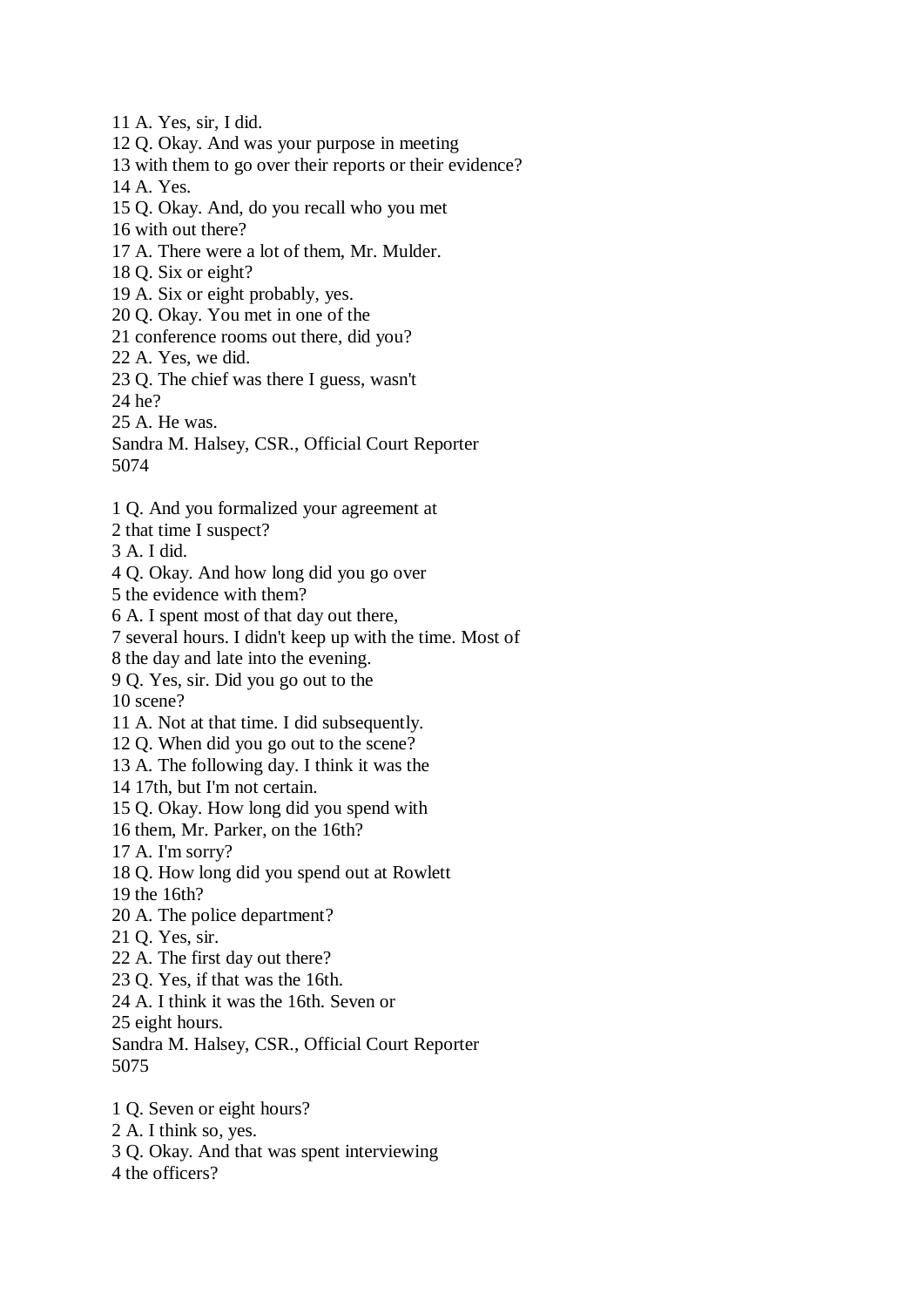11 A. Yes, sir, I did.
12 Q. Okay. And was your purpose in meeting
13 with them to go over their reports or their evidence?
14 A. Yes.
15 Q. Okay. And, do you recall who you met
16 with out there?
17 A. There were a lot of them, Mr. Mulder.
18 Q. Six or eight?
19 A. Six or eight probably, yes.
20 Q. Okay. You met in one of the
21 conference rooms out there, did you?
22 A. Yes, we did.
23 Q. The chief was there I guess, wasn't
24 he?
25 A. He was.

1 Q. And you formalized your agreement at
2 that time I suspect?
3 A. I did.
4 Q. Okay. And how long did you go over
5 the evidence with them?
6 A. I spent most of that day out there,
7 several hours. I didn't keep up with the time. Most of
8 the day and late into the evening.
9 Q. Yes, sir. Did you go out to the
10 scene?
11 A. Not at that time. I did subsequently.
12 Q. When did you go out to the scene?
13 A. The following day. I think it was the
14 17th, but I'm not certain.
15 Q. Okay. How long did you spend with
16 them, Mr. Parker, on the 16th?
17 A. I'm sorry?
18 Q. How long did you spend out at Rowlett
19 the 16th?
20 A. The police department?
21 Q. Yes, sir.
22 A. The first day out there?
23 Q. Yes, if that was the 16th.
24 A. I think it was the 16th. Seven or
25 eight hours.

1 Q. Seven or eight hours?
2 A. I think so, yes.
3 Q. Okay. And that was spent interviewing
4 the officers?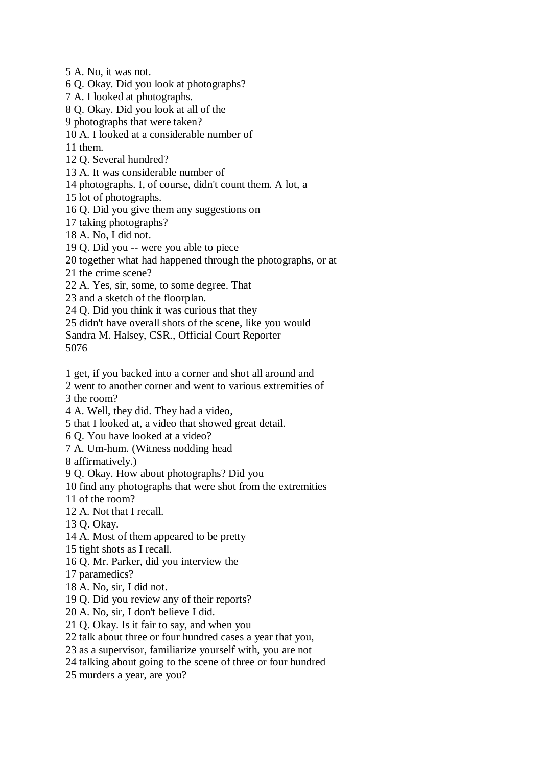5 A. No, it was not.
6 Q. Okay. Did you look at photographs?
7 A. I looked at photographs.
8 Q. Okay. Did you look at all of the
9 photographs that were taken?
10 A. I looked at a considerable number of
11 them.
12 Q. Several hundred?
13 A. It was considerable number of
14 photographs. I, of course, didn't count them. A lot, a
15 lot of photographs.
16 Q. Did you give them any suggestions on
17 taking photographs?
18 A. No, I did not.
19 Q. Did you -- were you able to piece
20 together what had happened through the photographs, or at
21 the crime scene?
22 A. Yes, sir, some, to some degree. That
23 and a sketch of the floorplan.
24 Q. Did you think it was curious that they
25 didn't have overall shots of the scene, like you would

1 get, if you backed into a corner and shot all around and
2 went to another corner and went to various extremities of
3 the room?
4 A. Well, they did. They had a video,
5 that I looked at, a video that showed great detail.
6 Q. You have looked at a video?
7 A. Um-hum. (Witness nodding head
8 affirmatively.)
9 Q. Okay. How about photographs? Did you
10 find any photographs that were shot from the extremities
11 of the room?
12 A. Not that I recall.
13 Q. Okay.
14 A. Most of them appeared to be pretty
15 tight shots as I recall.
16 Q. Mr. Parker, did you interview the
17 paramedics?
18 A. No, sir, I did not.
19 Q. Did you review any of their reports?
20 A. No, sir, I don't believe I did.
21 Q. Okay. Is it fair to say, and when you
22 talk about three or four hundred cases a year that you,
23 as a supervisor, familiarize yourself with, you are not
24 talking about going to the scene of three or four hundred
25 murders a year, are you?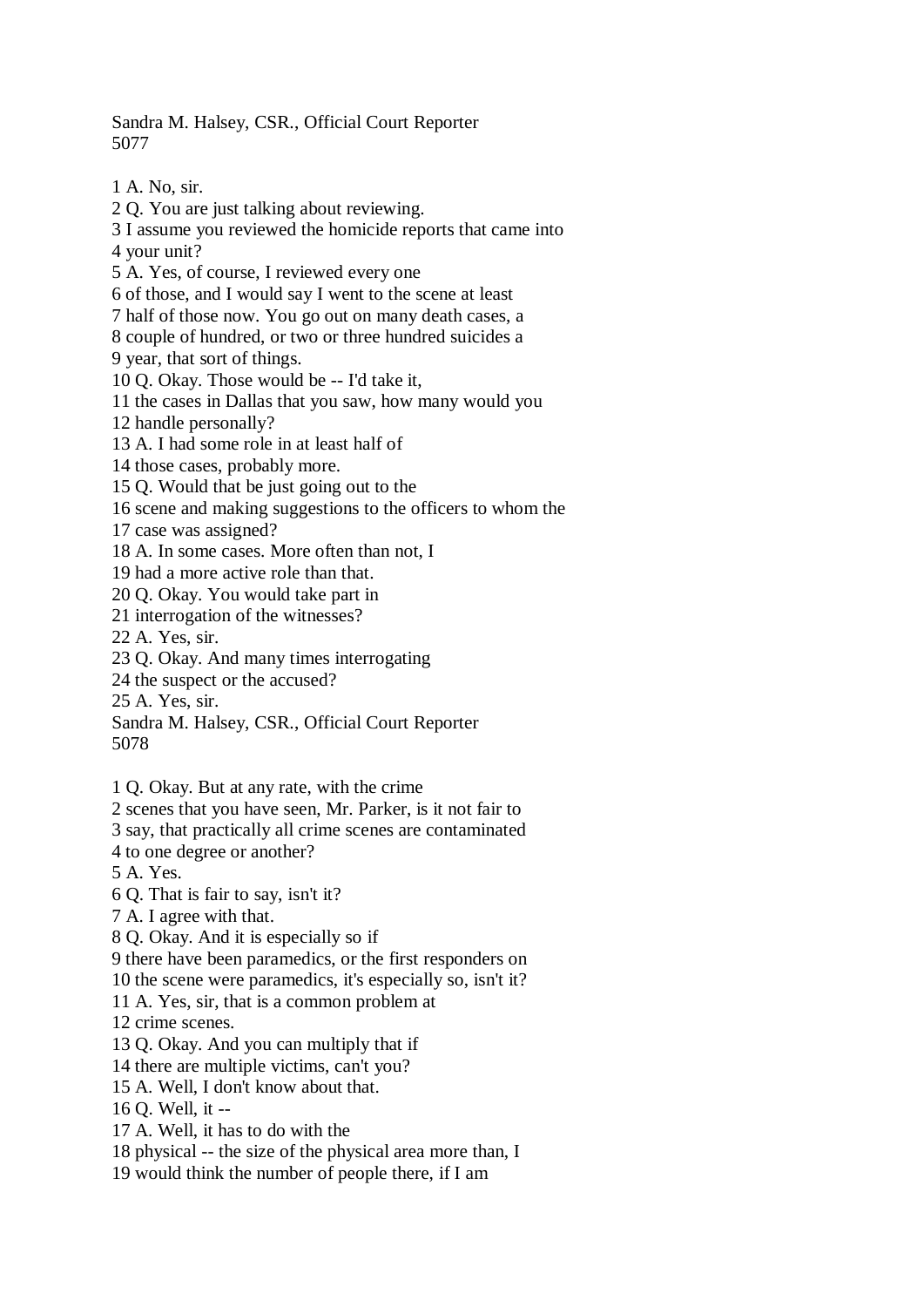1 A. No, sir.
2 Q. You are just talking about reviewing.
3 I assume you reviewed the homicide reports that came into
4 your unit?
5 A. Yes, of course, I reviewed every one
6 of those, and I would say I went to the scene at least
7 half of those now. You go out on many death cases, a
8 couple of hundred, or two or three hundred suicides a
9 year, that sort of things.
10 Q. Okay. Those would be -- I'd take it,
11 the cases in Dallas that you saw, how many would you
12 handle personally?
13 A. I had some role in at least half of
14 those cases, probably more.
15 Q. Would that be just going out to the
16 scene and making suggestions to the officers to whom the
17 case was assigned?
18 A. In some cases. More often than not, I
19 had a more active role than that.
20 Q. Okay. You would take part in
21 interrogation of the witnesses?
22 A. Yes, sir.
23 Q. Okay. And many times interrogating
24 the suspect or the accused?
25 A. Yes, sir.

1 Q. Okay. But at any rate, with the crime
2 scenes that you have seen, Mr. Parker, is it not fair to
3 say, that practically all crime scenes are contaminated
4 to one degree or another?
5 A. Yes.
6 Q. That is fair to say, isn't it?
7 A. I agree with that.
8 Q. Okay. And it is especially so if
9 there have been paramedics, or the first responders on
10 the scene were paramedics, it's especially so, isn't it?
11 A. Yes, sir, that is a common problem at
12 crime scenes.
13 Q. Okay. And you can multiply that if
14 there are multiple victims, can't you?
15 A. Well, I don't know about that.
16 Q. Well, it --
17 A. Well, it has to do with the
18 physical -- the size of the physical area more than, I
19 would think the number of people there, if I am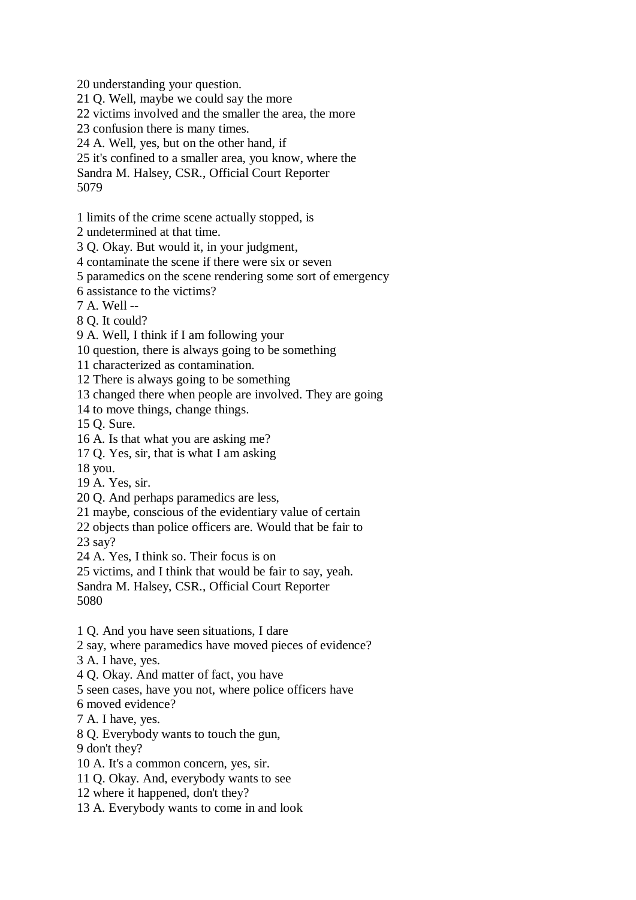20 understanding your question.
21 Q. Well, maybe we could say the more
22 victims involved and the smaller the area, the more
23 confusion there is many times.
24 A. Well, yes, but on the other hand, if
25 it's confined to a smaller area, you know, where the

1 limits of the crime scene actually stopped, is
2 undetermined at that time.
3 Q. Okay. But would it, in your judgment,
4 contaminate the scene if there were six or seven
5 paramedics on the scene rendering some sort of emergency
6 assistance to the victims?
7 A. Well --
8 Q. It could?
9 A. Well, I think if I am following your
10 question, there is always going to be something
11 characterized as contamination.
12 There is always going to be something
13 changed there when people are involved. They are going
14 to move things, change things.
15 Q. Sure.
16 A. Is that what you are asking me?
17 Q. Yes, sir, that is what I am asking
18 you.
19 A. Yes, sir.
20 Q. And perhaps paramedics are less,
21 maybe, conscious of the evidentiary value of certain
22 objects than police officers are. Would that be fair to
23 say?
24 A. Yes, I think so. Their focus is on
25 victims, and I think that would be fair to say, yeah.

1 Q. And you have seen situations, I dare
2 say, where paramedics have moved pieces of evidence?
3 A. I have, yes.
4 Q. Okay. And matter of fact, you have
5 seen cases, have you not, where police officers have
6 moved evidence?
7 A. I have, yes.
8 Q. Everybody wants to touch the gun,
9 don't they?
10 A. It's a common concern, yes, sir.
11 Q. Okay. And, everybody wants to see
12 where it happened, don't they?
13 A. Everybody wants to come in and look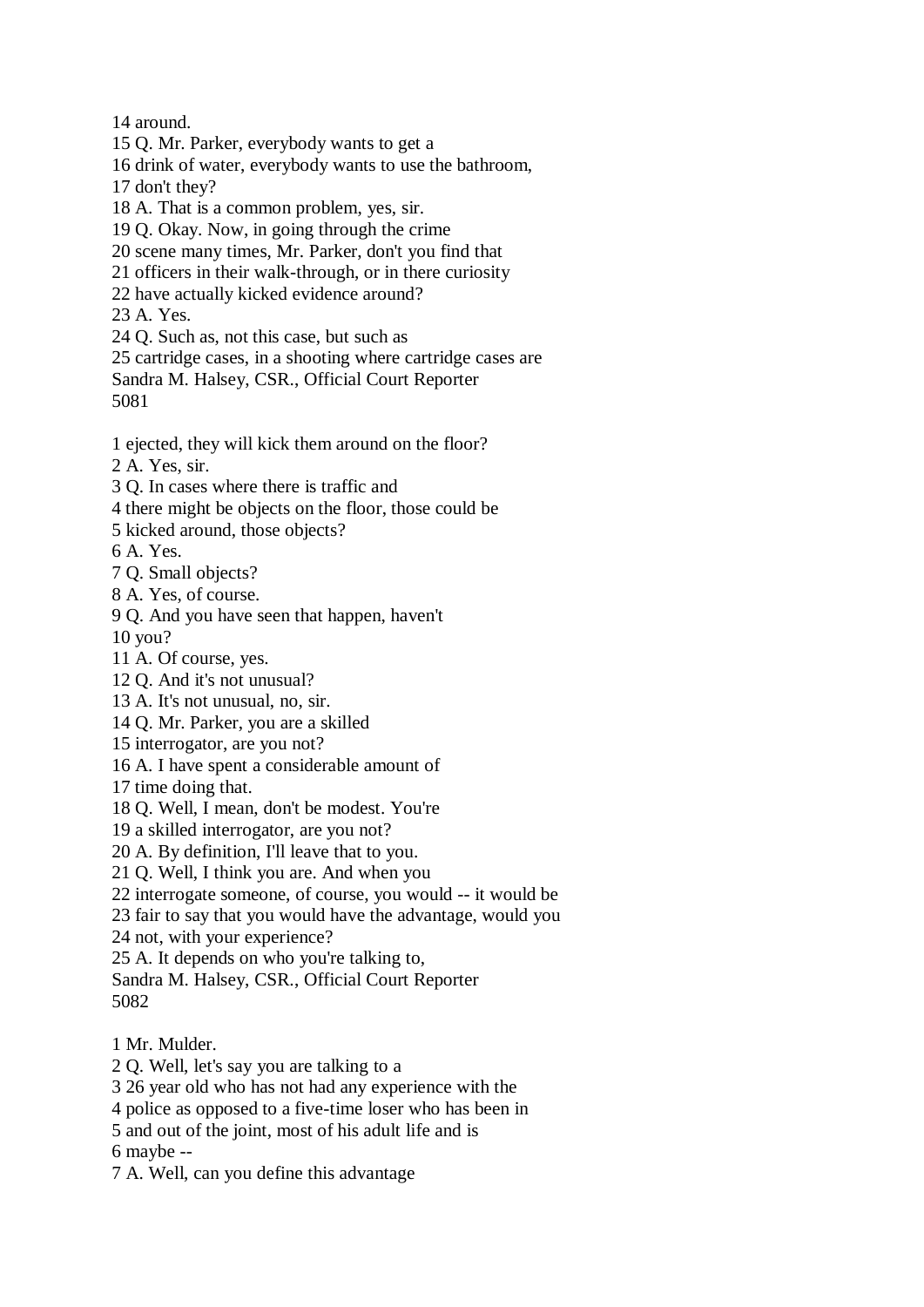14 around.
15 Q. Mr. Parker, everybody wants to get a
16 drink of water, everybody wants to use the bathroom,
17 don't they?
18 A. That is a common problem, yes, sir.
19 Q. Okay. Now, in going through the crime
20 scene many times, Mr. Parker, don't you find that
21 officers in their walk-through, or in there curiosity
22 have actually kicked evidence around?
23 A. Yes.
24 Q. Such as, not this case, but such as
25 cartridge cases, in a shooting where cartridge cases are
Sandra M. Halsey, CSR., Official Court Reporter

1 ejected, they will kick them around on the floor?
2 A. Yes, sir.
3 Q. In cases where there is traffic and
4 there might be objects on the floor, those could be
5 kicked around, those objects?
6 A. Yes.
7 Q. Small objects?
8 A. Yes, of course.
9 Q. And you have seen that happen, haven't
10 you?
11 A. Of course, yes.
12 Q. And it's not unusual?
13 A. It's not unusual, no, sir.
14 Q. Mr. Parker, you are a skilled
15 interrogator, are you not?
16 A. I have spent a considerable amount of
17 time doing that.
18 Q. Well, I mean, don't be modest. You're
19 a skilled interrogator, are you not?
20 A. By definition, I'll leave that to you.
21 Q. Well, I think you are. And when you
22 interrogate someone, of course, you would -- it would be
23 fair to say that you would have the advantage, would you
24 not, with your experience?
25 A. It depends on who you're talking to,
Sandra M. Halsey, CSR., Official Court Reporter

1 Mr. Mulder.
2 Q. Well, let's say you are talking to a
3 26 year old who has not had any experience with the
4 police as opposed to a five-time loser who has been in
5 and out of the joint, most of his adult life and is
6 maybe --
7 A. Well, can you define this advantage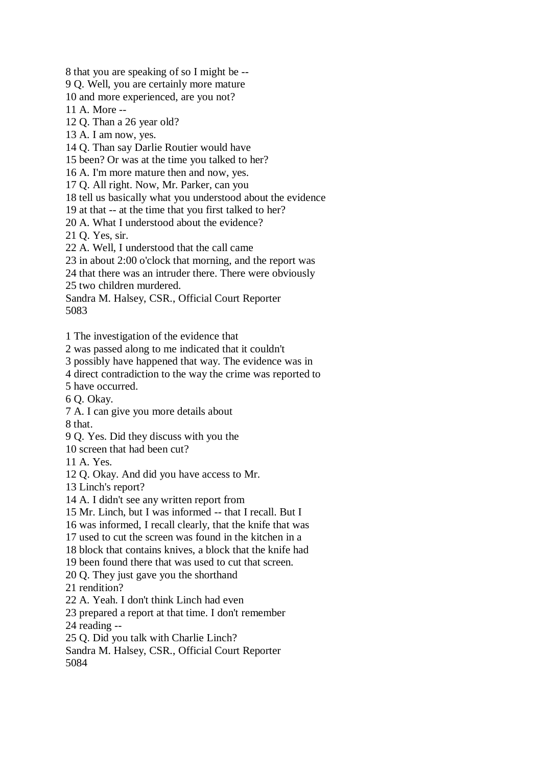8 that you are speaking of so I might be --
9 Q. Well, you are certainly more mature
10 and more experienced, are you not?
11 A. More --
12 Q. Than a 26 year old?
13 A. I am now, yes.
14 Q. Than say Darlie Routier would have
15 been? Or was at the time you talked to her?
16 A. I'm more mature then and now, yes.
17 Q. All right. Now, Mr. Parker, can you
18 tell us basically what you understood about the evidence
19 at that -- at the time that you first talked to her?
20 A. What I understood about the evidence?
21 Q. Yes, sir.
22 A. Well, I understood that the call came
23 in about 2:00 o'clock that morning, and the report was
24 that there was an intruder there. There were obviously
25 two children murdered.
Sandra M. Halsey, CSR., Official Court Reporter

1 The investigation of the evidence that
2 was passed along to me indicated that it couldn't
3 possibly have happened that way. The evidence was in
4 direct contradiction to the way the crime was reported to
5 have occurred.
6 Q. Okay.
7 A. I can give you more details about
8 that.
9 Q. Yes. Did they discuss with you the
10 screen that had been cut?
11 A. Yes.
12 Q. Okay. And did you have access to Mr.
13 Linch's report?
14 A. I didn't see any written report from
15 Mr. Linch, but I was informed -- that I recall. But I
16 was informed, I recall clearly, that the knife that was
17 used to cut the screen was found in the kitchen in a
18 block that contains knives, a block that the knife had
19 been found there that was used to cut that screen.
20 Q. They just gave you the shorthand
21 rendition?
22 A. Yeah. I don't think Linch had even
23 prepared a report at that time. I don't remember
24 reading --
25 Q. Did you talk with Charlie Linch?
Sandra M. Halsey, CSR., Official Court Reporter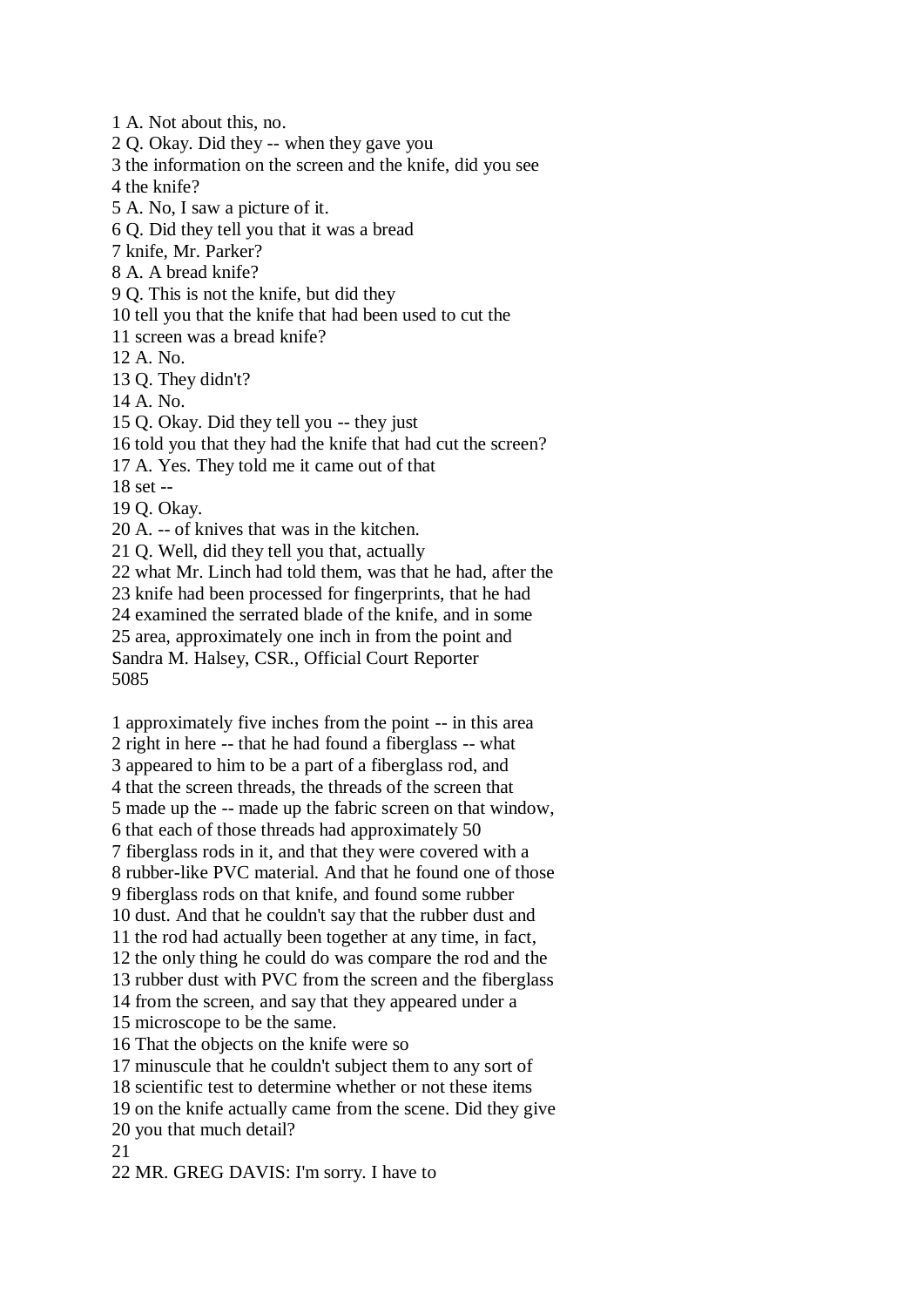1 A. Not about this, no.
2 Q. Okay. Did they -- when they gave you
3 the information on the screen and the knife, did you see
4 the knife?
5 A. No, I saw a picture of it.
6 Q. Did they tell you that it was a bread
7 knife, Mr. Parker?
8 A. A bread knife?
9 Q. This is not the knife, but did they
10 tell you that the knife that had been used to cut the
11 screen was a bread knife?
12 A. No.
13 Q. They didn't?
14 A. No.
15 Q. Okay. Did they tell you -- they just
16 told you that they had the knife that had cut the screen?
17 A. Yes. They told me it came out of that
18 set --
19 Q. Okay.
20 A. -- of knives that was in the kitchen.
21 Q. Well, did they tell you that, actually
22 what Mr. Linch had told them, was that he had, after the
23 knife had been processed for fingerprints, that he had
24 examined the serrated blade of the knife, and in some
25 area, approximately one inch in from the point and
Sandra M. Halsey, CSR., Official Court Reporter
5085

1 approximately five inches from the point -- in this area
2 right in here -- that he had found a fiberglass -- what
3 appeared to him to be a part of a fiberglass rod, and
4 that the screen threads, the threads of the screen that
5 made up the -- made up the fabric screen on that window,
6 that each of those threads had approximately 50
7 fiberglass rods in it, and that they were covered with a
8 rubber-like PVC material. And that he found one of those
9 fiberglass rods on that knife, and found some rubber
10 dust. And that he couldn't say that the rubber dust and
11 the rod had actually been together at any time, in fact,
12 the only thing he could do was compare the rod and the
13 rubber dust with PVC from the screen and the fiberglass
14 from the screen, and say that they appeared under a
15 microscope to be the same.
16 That the objects on the knife were so
17 minuscule that he couldn't subject them to any sort of
18 scientific test to determine whether or not these items
19 on the knife actually came from the scene. Did they give
20 you that much detail?
21
22 MR. GREG DAVIS: I'm sorry. I have to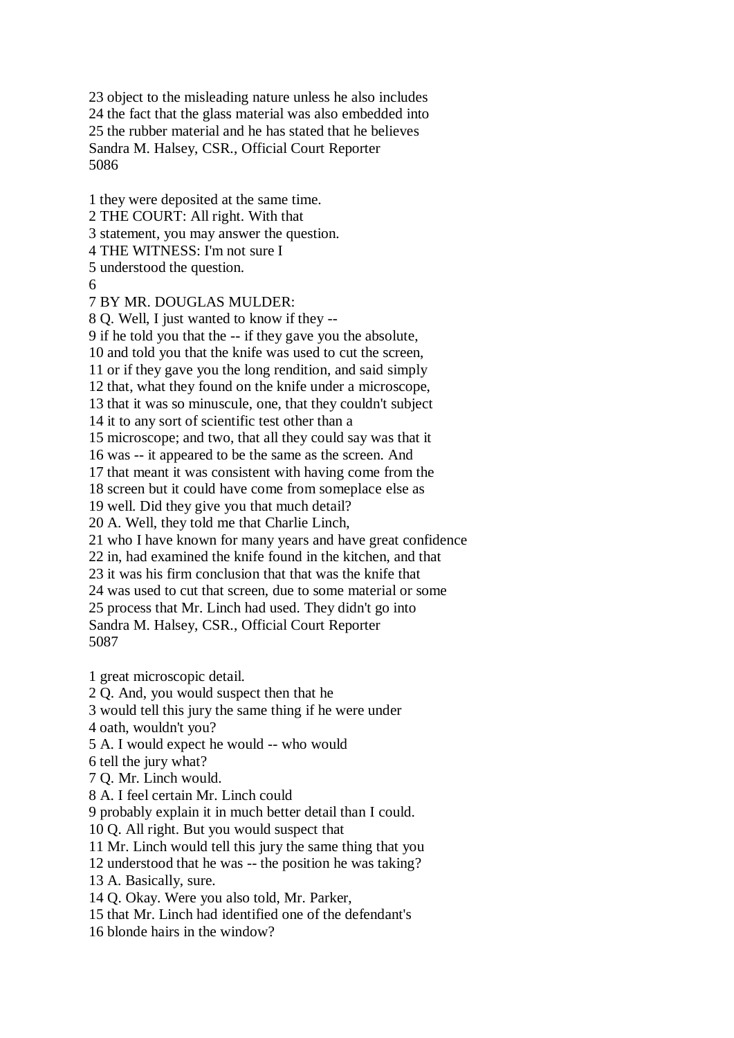23 object to the misleading nature unless he also includes
24 the fact that the glass material was also embedded into
25 the rubber material and he has stated that he believes
Sandra M. Halsey, CSR., Official Court Reporter
5086

1 they were deposited at the same time.
2 THE COURT: All right. With that
3 statement, you may answer the question.
4 THE WITNESS: I'm not sure I
5 understood the question.
6
7 BY MR. DOUGLAS MULDER:
8 Q. Well, I just wanted to know if they --
9 if he told you that the -- if they gave you the absolute,
10 and told you that the knife was used to cut the screen,
11 or if they gave you the long rendition, and said simply
12 that, what they found on the knife under a microscope,
13 that it was so minuscule, one, that they couldn't subject
14 it to any sort of scientific test other than a
15 microscope; and two, that all they could say was that it
16 was -- it appeared to be the same as the screen. And
17 that meant it was consistent with having come from the
18 screen but it could have come from someplace else as
19 well. Did they give you that much detail?
20 A. Well, they told me that Charlie Linch,
21 who I have known for many years and have great confidence
22 in, had examined the knife found in the kitchen, and that
23 it was his firm conclusion that that was the knife that
24 was used to cut that screen, due to some material or some
25 process that Mr. Linch had used. They didn't go into
Sandra M. Halsey, CSR., Official Court Reporter
5087

1 great microscopic detail.
2 Q. And, you would suspect then that he
3 would tell this jury the same thing if he were under
4 oath, wouldn't you?
5 A. I would expect he would -- who would
6 tell the jury what?
7 Q. Mr. Linch would.
8 A. I feel certain Mr. Linch could
9 probably explain it in much better detail than I could.
10 Q. All right. But you would suspect that
11 Mr. Linch would tell this jury the same thing that you
12 understood that he was -- the position he was taking?
13 A. Basically, sure.
14 Q. Okay. Were you also told, Mr. Parker,
15 that Mr. Linch had identified one of the defendant's
16 blonde hairs in the window?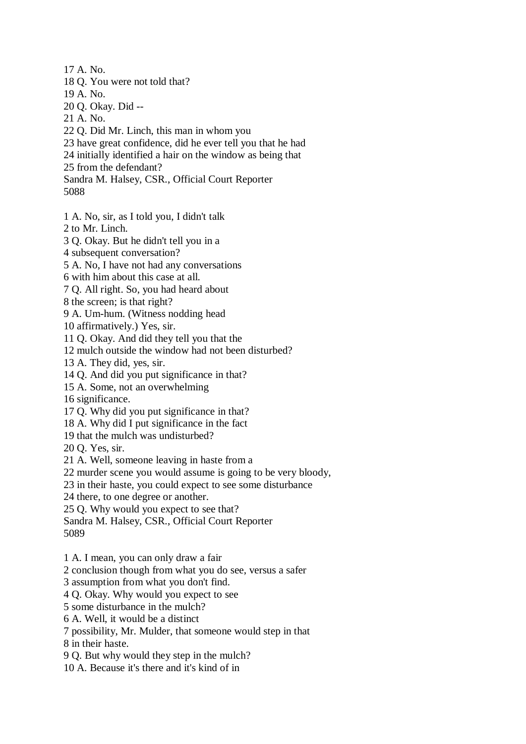17 A. No.
18 Q. You were not told that?
19 A. No.
20 Q. Okay. Did --
21 A. No.
22 Q. Did Mr. Linch, this man in whom you
23 have great confidence, did he ever tell you that he had
24 initially identified a hair on the window as being that
25 from the defendant?
Sandra M. Halsey, CSR., Official Court Reporter
5088

1 A. No, sir, as I told you, I didn't talk
2 to Mr. Linch.
3 Q. Okay. But he didn't tell you in a
4 subsequent conversation?
5 A. No, I have not had any conversations
6 with him about this case at all.
7 Q. All right. So, you had heard about
8 the screen; is that right?
9 A. Um-hum. (Witness nodding head
10 affirmatively.) Yes, sir.
11 Q. Okay. And did they tell you that the
12 mulch outside the window had not been disturbed?
13 A. They did, yes, sir.
14 Q. And did you put significance in that?
15 A. Some, not an overwhelming
16 significance.
17 Q. Why did you put significance in that?
18 A. Why did I put significance in the fact
19 that the mulch was undisturbed?
20 Q. Yes, sir.
21 A. Well, someone leaving in haste from a
22 murder scene you would assume is going to be very bloody,
23 in their haste, you could expect to see some disturbance
24 there, to one degree or another.
25 Q. Why would you expect to see that?
Sandra M. Halsey, CSR., Official Court Reporter
5089

1 A. I mean, you can only draw a fair
2 conclusion though from what you do see, versus a safer
3 assumption from what you don't find.
4 Q. Okay. Why would you expect to see
5 some disturbance in the mulch?
6 A. Well, it would be a distinct
7 possibility, Mr. Mulder, that someone would step in that
8 in their haste.
9 Q. But why would they step in the mulch?
10 A. Because it's there and it's kind of in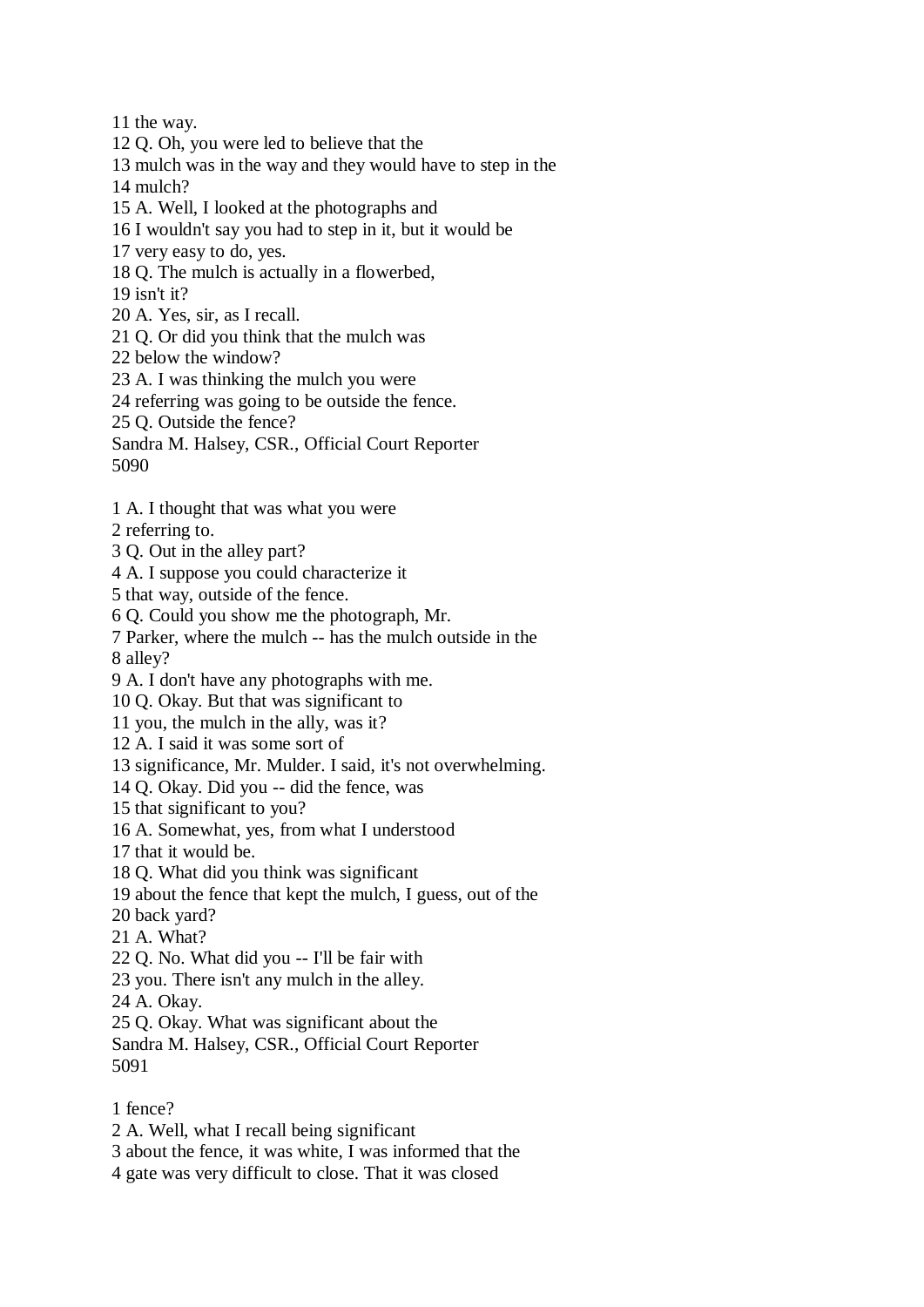11 the way.
12 Q. Oh, you were led to believe that the
13 mulch was in the way and they would have to step in the
14 mulch?
15 A. Well, I looked at the photographs and
16 I wouldn't say you had to step in it, but it would be
17 very easy to do, yes.
18 Q. The mulch is actually in a flowerbed,
19 isn't it?
20 A. Yes, sir, as I recall.
21 Q. Or did you think that the mulch was
22 below the window?
23 A. I was thinking the mulch you were
24 referring was going to be outside the fence.
25 Q. Outside the fence?
Sandra M. Halsey, CSR., Official Court Reporter
5090

1 A. I thought that was what you were
2 referring to.
3 Q. Out in the alley part?
4 A. I suppose you could characterize it
5 that way, outside of the fence.
6 Q. Could you show me the photograph, Mr.
7 Parker, where the mulch -- has the mulch outside in the
8 alley?
9 A. I don't have any photographs with me.
10 Q. Okay. But that was significant to
11 you, the mulch in the ally, was it?
12 A. I said it was some sort of
13 significance, Mr. Mulder. I said, it's not overwhelming.
14 Q. Okay. Did you -- did the fence, was
15 that significant to you?
16 A. Somewhat, yes, from what I understood
17 that it would be.
18 Q. What did you think was significant
19 about the fence that kept the mulch, I guess, out of the
20 back yard?
21 A. What?
22 Q. No. What did you -- I'll be fair with
23 you. There isn't any mulch in the alley.
24 A. Okay.
25 Q. Okay. What was significant about the
Sandra M. Halsey, CSR., Official Court Reporter
5091

1 fence?
2 A. Well, what I recall being significant
3 about the fence, it was white, I was informed that the
4 gate was very difficult to close. That it was closed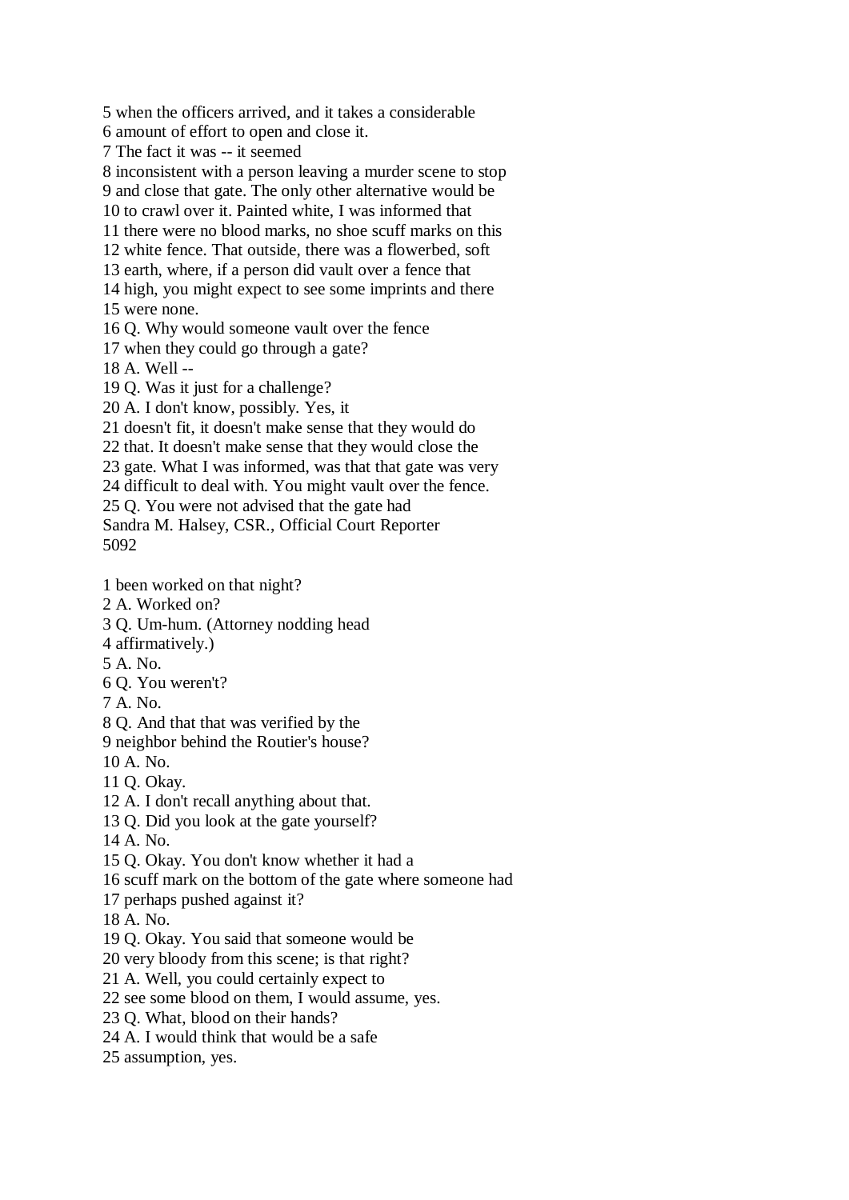5 when the officers arrived, and it takes a considerable
6 amount of effort to open and close it.
7 The fact it was -- it seemed
8 inconsistent with a person leaving a murder scene to stop
9 and close that gate. The only other alternative would be
10 to crawl over it. Painted white, I was informed that
11 there were no blood marks, no shoe scuff marks on this
12 white fence. That outside, there was a flowerbed, soft
13 earth, where, if a person did vault over a fence that
14 high, you might expect to see some imprints and there
15 were none.
16 Q. Why would someone vault over the fence
17 when they could go through a gate?
18 A. Well --
19 Q. Was it just for a challenge?
20 A. I don't know, possibly. Yes, it
21 doesn't fit, it doesn't make sense that they would do
22 that. It doesn't make sense that they would close the
23 gate. What I was informed, was that that gate was very
24 difficult to deal with. You might vault over the fence.
25 Q. You were not advised that the gate had
Sandra M. Halsey, CSR., Official Court Reporter
5092

1 been worked on that night?
2 A. Worked on?
3 Q. Um-hum. (Attorney nodding head
4 affirmatively.)
5 A. No.
6 Q. You weren't?
7 A. No.
8 Q. And that that was verified by the
9 neighbor behind the Routier's house?
10 A. No.
11 Q. Okay.
12 A. I don't recall anything about that.
13 Q. Did you look at the gate yourself?
14 A. No.
15 Q. Okay. You don't know whether it had a
16 scuff mark on the bottom of the gate where someone had
17 perhaps pushed against it?
18 A. No.
19 Q. Okay. You said that someone would be
20 very bloody from this scene; is that right?
21 A. Well, you could certainly expect to
22 see some blood on them, I would assume, yes.
23 Q. What, blood on their hands?
24 A. I would think that would be a safe
25 assumption, yes.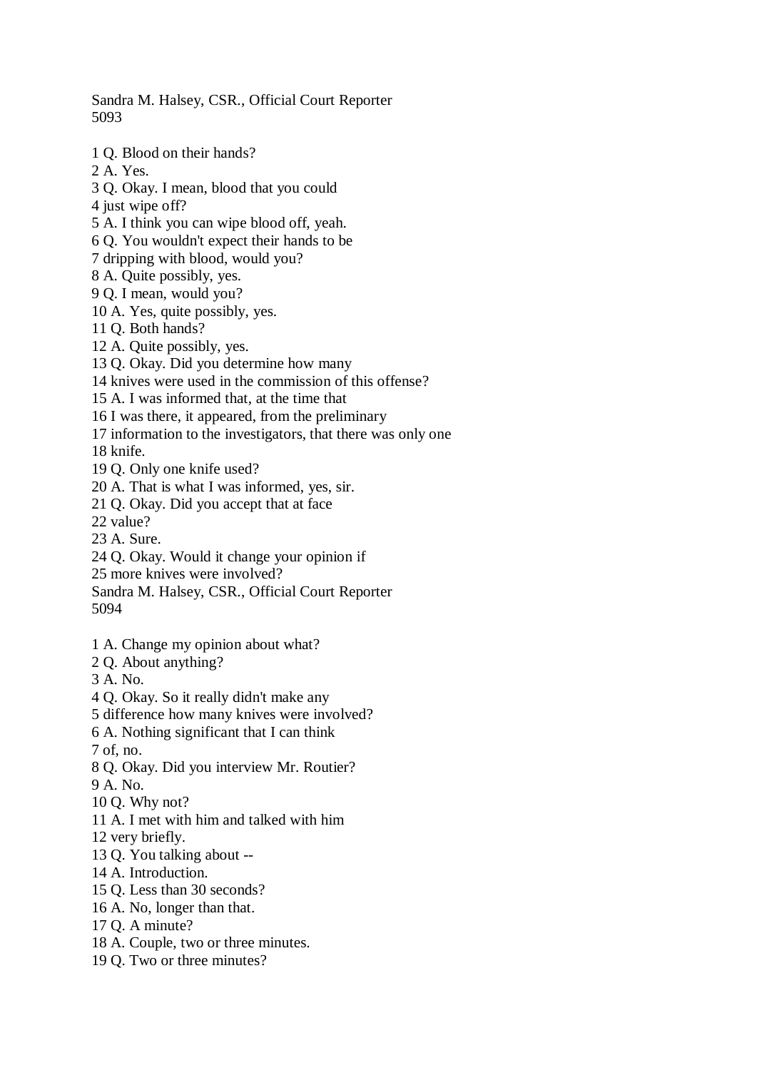1 Q. Blood on their hands?
2 A. Yes.
3 Q. Okay. I mean, blood that you could
4 just wipe off?
5 A. I think you can wipe blood off, yeah.
6 Q. You wouldn't expect their hands to be
7 dripping with blood, would you?
8 A. Quite possibly, yes.
9 Q. I mean, would you?
10 A. Yes, quite possibly, yes.
11 Q. Both hands?
12 A. Quite possibly, yes.
13 Q. Okay. Did you determine how many
14 knives were used in the commission of this offense?
15 A. I was informed that, at the time that
16 I was there, it appeared, from the preliminary
17 information to the investigators, that there was only one
18 knife.
19 Q. Only one knife used?
20 A. That is what I was informed, yes, sir.
21 Q. Okay. Did you accept that at face
22 value?
23 A. Sure.
24 Q. Okay. Would it change your opinion if
25 more knives were involved?

1 A. Change my opinion about what?
2 Q. About anything?
3 A. No.
4 Q. Okay. So it really didn't make any
5 difference how many knives were involved?
6 A. Nothing significant that I can think
7 of, no.
8 Q. Okay. Did you interview Mr. Routier?
9 A. No.
10 Q. Why not?
11 A. I met with him and talked with him
12 very briefly.
13 Q. You talking about --
14 A. Introduction.
15 Q. Less than 30 seconds?
16 A. No, longer than that.
17 Q. A minute?
18 A. Couple, two or three minutes.
19 Q. Two or three minutes?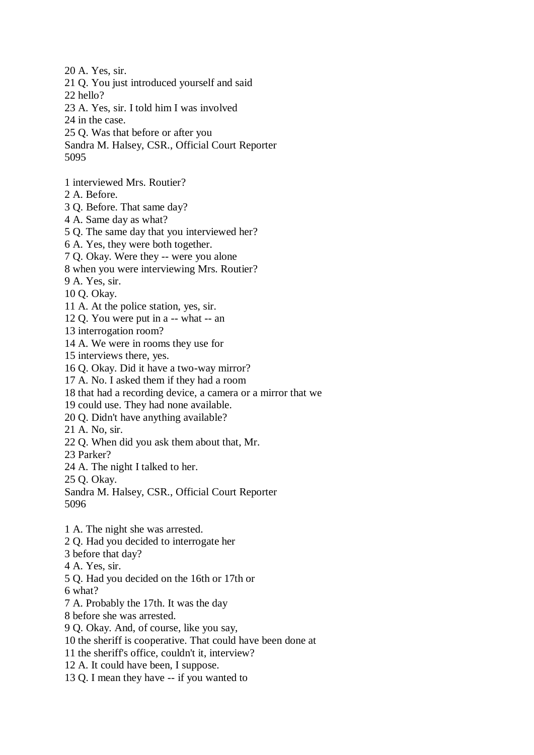20 A. Yes, sir.
21 Q. You just introduced yourself and said
22 hello?
23 A. Yes, sir. I told him I was involved
24 in the case.
25 Q. Was that before or after you
Sandra M. Halsey, CSR., Official Court Reporter

1 interviewed Mrs. Routier?
2 A. Before.
3 Q. Before. That same day?
4 A. Same day as what?
5 Q. The same day that you interviewed her?
6 A. Yes, they were both together.
7 Q. Okay. Were they -- were you alone
8 when you were interviewing Mrs. Routier?
9 A. Yes, sir.
10 Q. Okay.
11 A. At the police station, yes, sir.
12 Q. You were put in a -- what -- an
13 interrogation room?
14 A. We were in rooms they use for
15 interviews there, yes.
16 Q. Okay. Did it have a two-way mirror?
17 A. No. I asked them if they had a room
18 that had a recording device, a camera or a mirror that we
19 could use. They had none available.
20 Q. Didn't have anything available?
21 A. No, sir.
22 Q. When did you ask them about that, Mr.
23 Parker?
24 A. The night I talked to her.
25 Q. Okay.
Sandra M. Halsey, CSR., Official Court Reporter

1 A. The night she was arrested.
2 Q. Had you decided to interrogate her
3 before that day?
4 A. Yes, sir.
5 Q. Had you decided on the 16th or 17th or
6 what?
7 A. Probably the 17th. It was the day
8 before she was arrested.
9 Q. Okay. And, of course, like you say,
10 the sheriff is cooperative. That could have been done at
11 the sheriff's office, couldn't it, interview?
12 A. It could have been, I suppose.
13 Q. I mean they have -- if you wanted to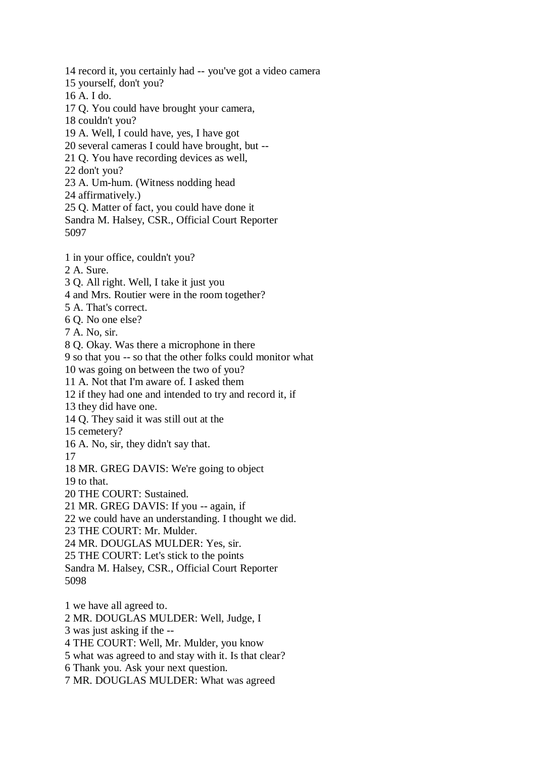14 record it, you certainly had -- you've got a video camera
15 yourself, don't you?
16 A. I do.
17 Q. You could have brought your camera,
18 couldn't you?
19 A. Well, I could have, yes, I have got
20 several cameras I could have brought, but --
21 Q. You have recording devices as well,
22 don't you?
23 A. Um-hum. (Witness nodding head
24 affirmatively.)
25 Q. Matter of fact, you could have done it
Sandra M. Halsey, CSR., Official Court Reporter
5097

1 in your office, couldn't you?
2 A. Sure.
3 Q. All right. Well, I take it just you
4 and Mrs. Routier were in the room together?
5 A. That's correct.
6 Q. No one else?
7 A. No, sir.
8 Q. Okay. Was there a microphone in there
9 so that you -- so that the other folks could monitor what
10 was going on between the two of you?
11 A. Not that I'm aware of. I asked them
12 if they had one and intended to try and record it, if
13 they did have one.
14 Q. They said it was still out at the
15 cemetery?
16 A. No, sir, they didn't say that.
17
18 MR. GREG DAVIS: We're going to object
19 to that.
20 THE COURT: Sustained.
21 MR. GREG DAVIS: If you -- again, if
22 we could have an understanding. I thought we did.
23 THE COURT: Mr. Mulder.
24 MR. DOUGLAS MULDER: Yes, sir.
25 THE COURT: Let's stick to the points
Sandra M. Halsey, CSR., Official Court Reporter
5098

1 we have all agreed to.
2 MR. DOUGLAS MULDER: Well, Judge, I
3 was just asking if the --
4 THE COURT: Well, Mr. Mulder, you know
5 what was agreed to and stay with it. Is that clear?
6 Thank you. Ask your next question.
7 MR. DOUGLAS MULDER: What was agreed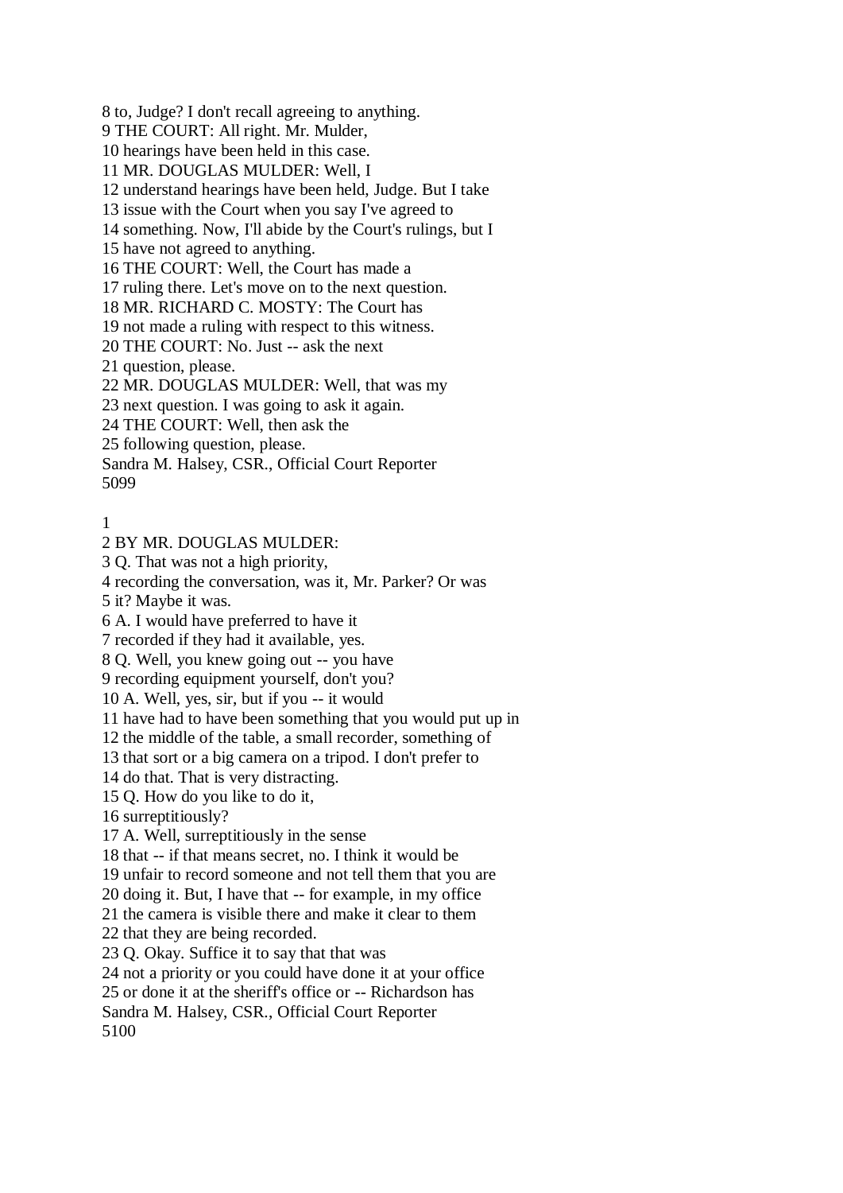8 to, Judge? I don't recall agreeing to anything.
9 THE COURT: All right. Mr. Mulder,
10 hearings have been held in this case.
11 MR. DOUGLAS MULDER: Well, I
12 understand hearings have been held, Judge. But I take
13 issue with the Court when you say I've agreed to
14 something. Now, I'll abide by the Court's rulings, but I
15 have not agreed to anything.
16 THE COURT: Well, the Court has made a
17 ruling there. Let's move on to the next question.
18 MR. RICHARD C. MOSTY: The Court has
19 not made a ruling with respect to this witness.
20 THE COURT: No. Just -- ask the next
21 question, please.
22 MR. DOUGLAS MULDER: Well, that was my
23 next question. I was going to ask it again.
24 THE COURT: Well, then ask the
25 following question, please.
Sandra M. Halsey, CSR., Official Court Reporter

1
2 BY MR. DOUGLAS MULDER:
3 Q. That was not a high priority,
4 recording the conversation, was it, Mr. Parker? Or was
5 it? Maybe it was.
6 A. I would have preferred to have it
7 recorded if they had it available, yes.
8 Q. Well, you knew going out -- you have
9 recording equipment yourself, don't you?
10 A. Well, yes, sir, but if you -- it would
11 have had to have been something that you would put up in
12 the middle of the table, a small recorder, something of
13 that sort or a big camera on a tripod. I don't prefer to
14 do that. That is very distracting.
15 Q. How do you like to do it,
16 surreptitiously?
17 A. Well, surreptitiously in the sense
18 that -- if that means secret, no. I think it would be
19 unfair to record someone and not tell them that you are
20 doing it. But, I have that -- for example, in my office
21 the camera is visible there and make it clear to them
22 that they are being recorded.
23 Q. Okay. Suffice it to say that that was
24 not a priority or you could have done it at your office
25 or done it at the sheriff's office or -- Richardson has
Sandra M. Halsey, CSR., Official Court Reporter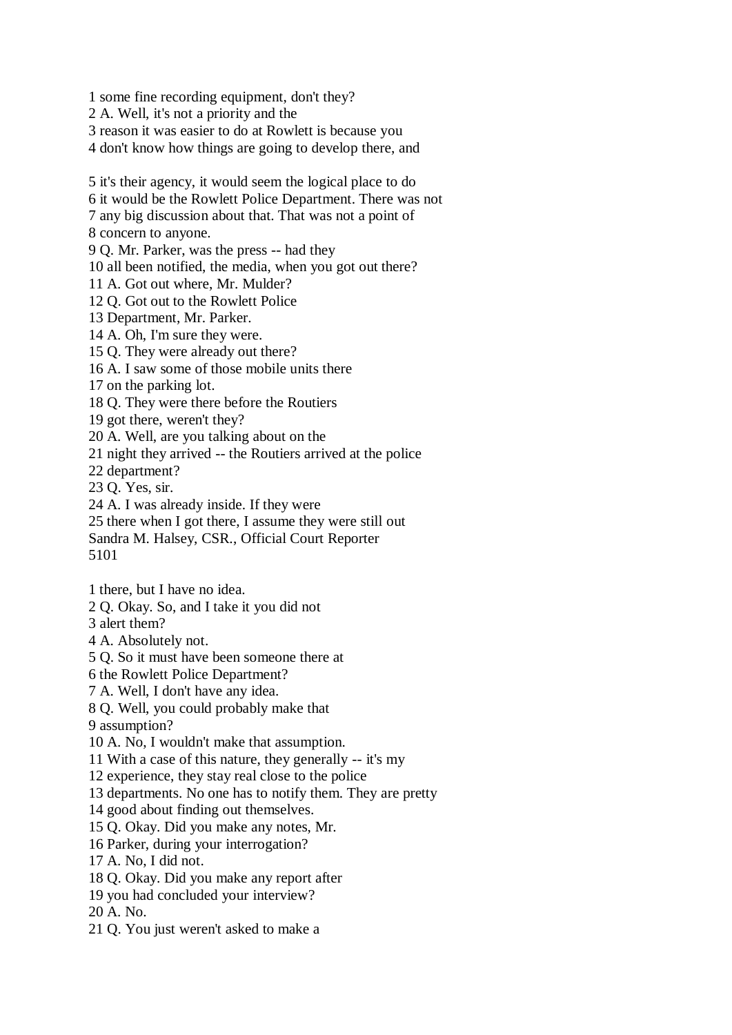1 some fine recording equipment, don't they?
2 A. Well, it's not a priority and the
3 reason it was easier to do at Rowlett is because you
4 don't know how things are going to develop there, and

5 it's their agency, it would seem the logical place to do
6 it would be the Rowlett Police Department. There was not
7 any big discussion about that. That was not a point of
8 concern to anyone.
9 Q. Mr. Parker, was the press -- had they
10 all been notified, the media, when you got out there?
11 A. Got out where, Mr. Mulder?
12 Q. Got out to the Rowlett Police
13 Department, Mr. Parker.
14 A. Oh, I'm sure they were.
15 Q. They were already out there?
16 A. I saw some of those mobile units there
17 on the parking lot.
18 Q. They were there before the Routiers
19 got there, weren't they?
20 A. Well, are you talking about on the
21 night they arrived -- the Routiers arrived at the police
22 department?
23 Q. Yes, sir.
24 A. I was already inside. If they were
25 there when I got there, I assume they were still out
Sandra M. Halsey, CSR., Official Court Reporter
5101

1 there, but I have no idea.
2 Q. Okay. So, and I take it you did not
3 alert them?
4 A. Absolutely not.
5 Q. So it must have been someone there at
6 the Rowlett Police Department?
7 A. Well, I don't have any idea.
8 Q. Well, you could probably make that
9 assumption?
10 A. No, I wouldn't make that assumption.
11 With a case of this nature, they generally -- it's my
12 experience, they stay real close to the police
13 departments. No one has to notify them. They are pretty
14 good about finding out themselves.
15 Q. Okay. Did you make any notes, Mr.
16 Parker, during your interrogation?
17 A. No, I did not.
18 Q. Okay. Did you make any report after
19 you had concluded your interview?
20 A. No.
21 Q. You just weren't asked to make a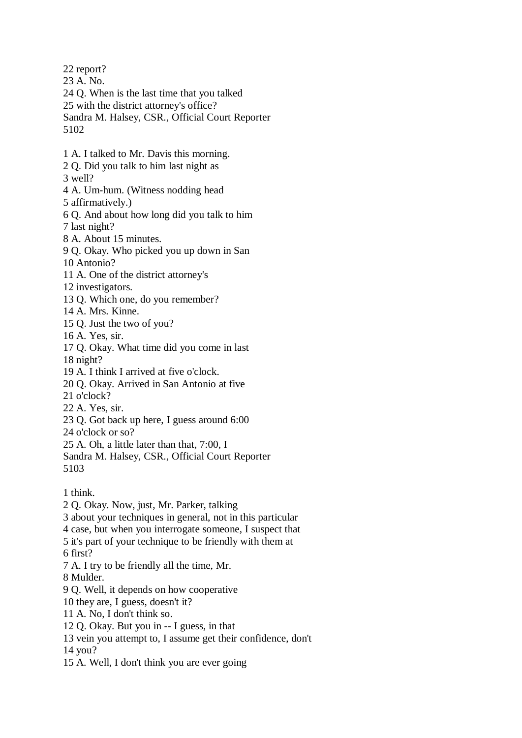22 report?
23 A. No.
24 Q. When is the last time that you talked
25 with the district attorney's office?

1 A. I talked to Mr. Davis this morning.
2 Q. Did you talk to him last night as
3 well?
4 A. Um-hum. (Witness nodding head
5 affirmatively.)
6 Q. And about how long did you talk to him
7 last night?
8 A. About 15 minutes.
9 Q. Okay. Who picked you up down in San
10 Antonio?
11 A. One of the district attorney's
12 investigators.
13 Q. Which one, do you remember?
14 A. Mrs. Kinne.
15 Q. Just the two of you?
16 A. Yes, sir.
17 Q. Okay. What time did you come in last
18 night?
19 A. I think I arrived at five o'clock.
20 Q. Okay. Arrived in San Antonio at five
21 o'clock?
22 A. Yes, sir.
23 Q. Got back up here, I guess around 6:00
24 o'clock or so?
25 A. Oh, a little later than that, 7:00, I

1 think.
2 Q. Okay. Now, just, Mr. Parker, talking
3 about your techniques in general, not in this particular
4 case, but when you interrogate someone, I suspect that
5 it's part of your technique to be friendly with them at
6 first?
7 A. I try to be friendly all the time, Mr.
8 Mulder.
9 Q. Well, it depends on how cooperative
10 they are, I guess, doesn't it?
11 A. No, I don't think so.
12 Q. Okay. But you in -- I guess, in that
13 vein you attempt to, I assume get their confidence, don't
14 you?
15 A. Well, I don't think you are ever going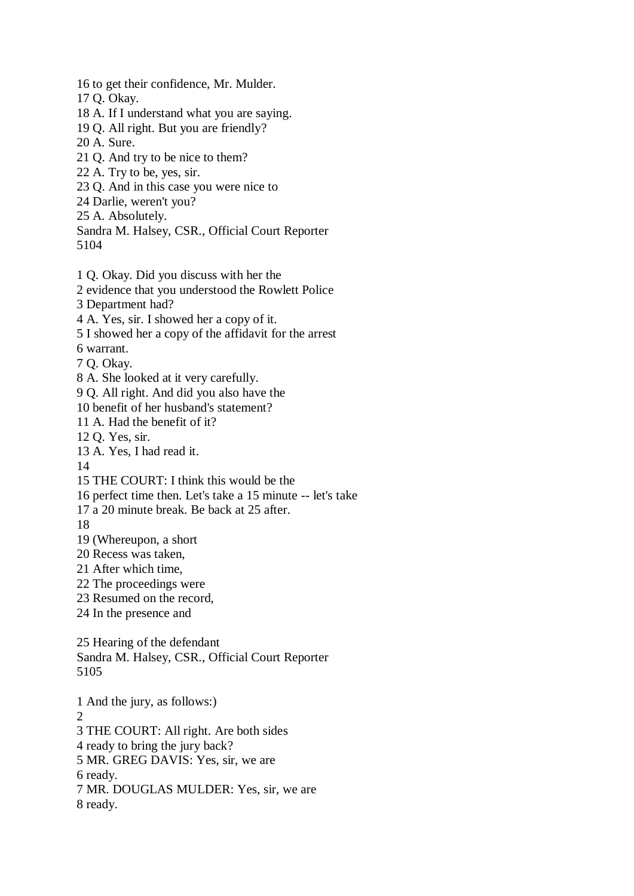16 to get their confidence, Mr. Mulder.
17 Q. Okay.
18 A. If I understand what you are saying.
19 Q. All right. But you are friendly?
20 A. Sure.
21 Q. And try to be nice to them?
22 A. Try to be, yes, sir.
23 Q. And in this case you were nice to
24 Darlie, weren't you?
25 A. Absolutely.
Sandra M. Halsey, CSR., Official Court Reporter

1 Q. Okay. Did you discuss with her the
2 evidence that you understood the Rowlett Police
3 Department had?
4 A. Yes, sir. I showed her a copy of it.
5 I showed her a copy of the affidavit for the arrest
6 warrant.
7 Q. Okay.
8 A. She looked at it very carefully.
9 Q. All right. And did you also have the
10 benefit of her husband's statement?
11 A. Had the benefit of it?
12 Q. Yes, sir.
13 A. Yes, I had read it.
14
15 THE COURT: I think this would be the
16 perfect time then. Let's take a 15 minute -- let's take
17 a 20 minute break. Be back at 25 after.
18
19 (Whereupon, a short
20 Recess was taken,
21 After which time,
22 The proceedings were
23 Resumed on the record,
24 In the presence and

25 Hearing of the defendant
Sandra M. Halsey, CSR., Official Court Reporter

1 And the jury, as follows:)
2
3 THE COURT: All right. Are both sides
4 ready to bring the jury back?
5 MR. GREG DAVIS: Yes, sir, we are
6 ready.
7 MR. DOUGLAS MULDER: Yes, sir, we are
8 ready.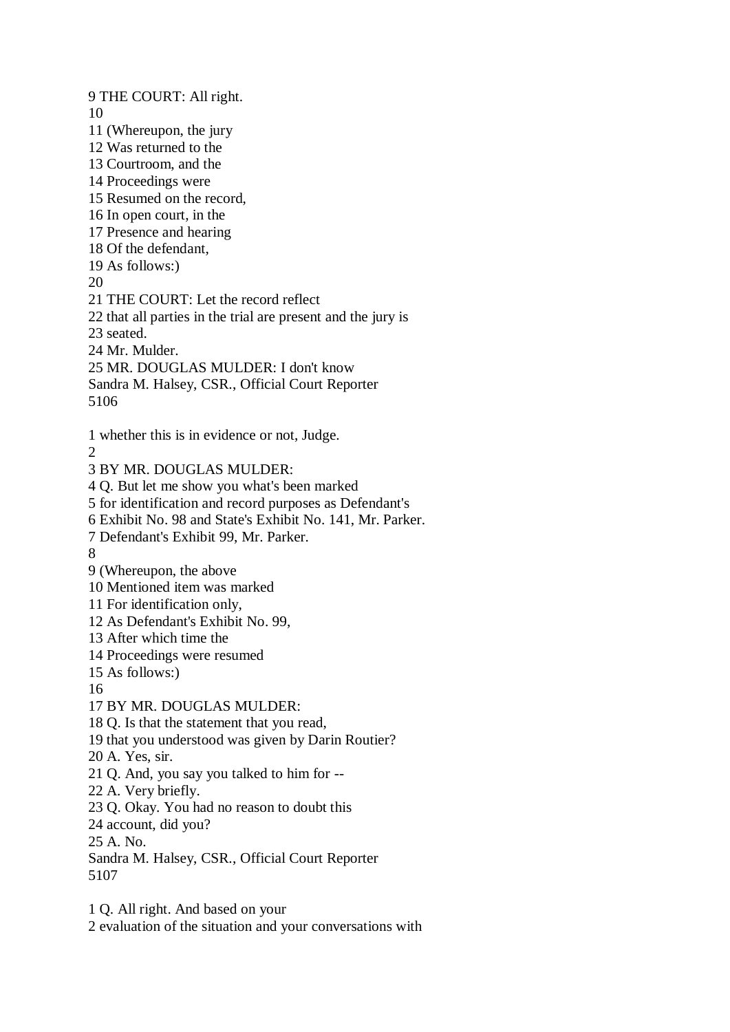9 THE COURT: All right.
10
11 (Whereupon, the jury
12 Was returned to the
13 Courtroom, and the
14 Proceedings were
15 Resumed on the record,
16 In open court, in the
17 Presence and hearing
18 Of the defendant,
19 As follows:)
20
21 THE COURT: Let the record reflect
22 that all parties in the trial are present and the jury is
23 seated.
24 Mr. Mulder.
25 MR. DOUGLAS MULDER: I don't know
Sandra M. Halsey, CSR., Official Court Reporter
5106

1 whether this is in evidence or not, Judge.
2
3 BY MR. DOUGLAS MULDER:
4 Q. But let me show you what's been marked
5 for identification and record purposes as Defendant's
6 Exhibit No. 98 and State's Exhibit No. 141, Mr. Parker.
7 Defendant's Exhibit 99, Mr. Parker.
8
9 (Whereupon, the above
10 Mentioned item was marked
11 For identification only,
12 As Defendant's Exhibit No. 99,
13 After which time the
14 Proceedings were resumed
15 As follows:)
16
17 BY MR. DOUGLAS MULDER:
18 Q. Is that the statement that you read,
19 that you understood was given by Darin Routier?
20 A. Yes, sir.
21 Q. And, you say you talked to him for --
22 A. Very briefly.
23 Q. Okay. You had no reason to doubt this
24 account, did you?
25 A. No.
Sandra M. Halsey, CSR., Official Court Reporter
5107

1 Q. All right. And based on your
2 evaluation of the situation and your conversations with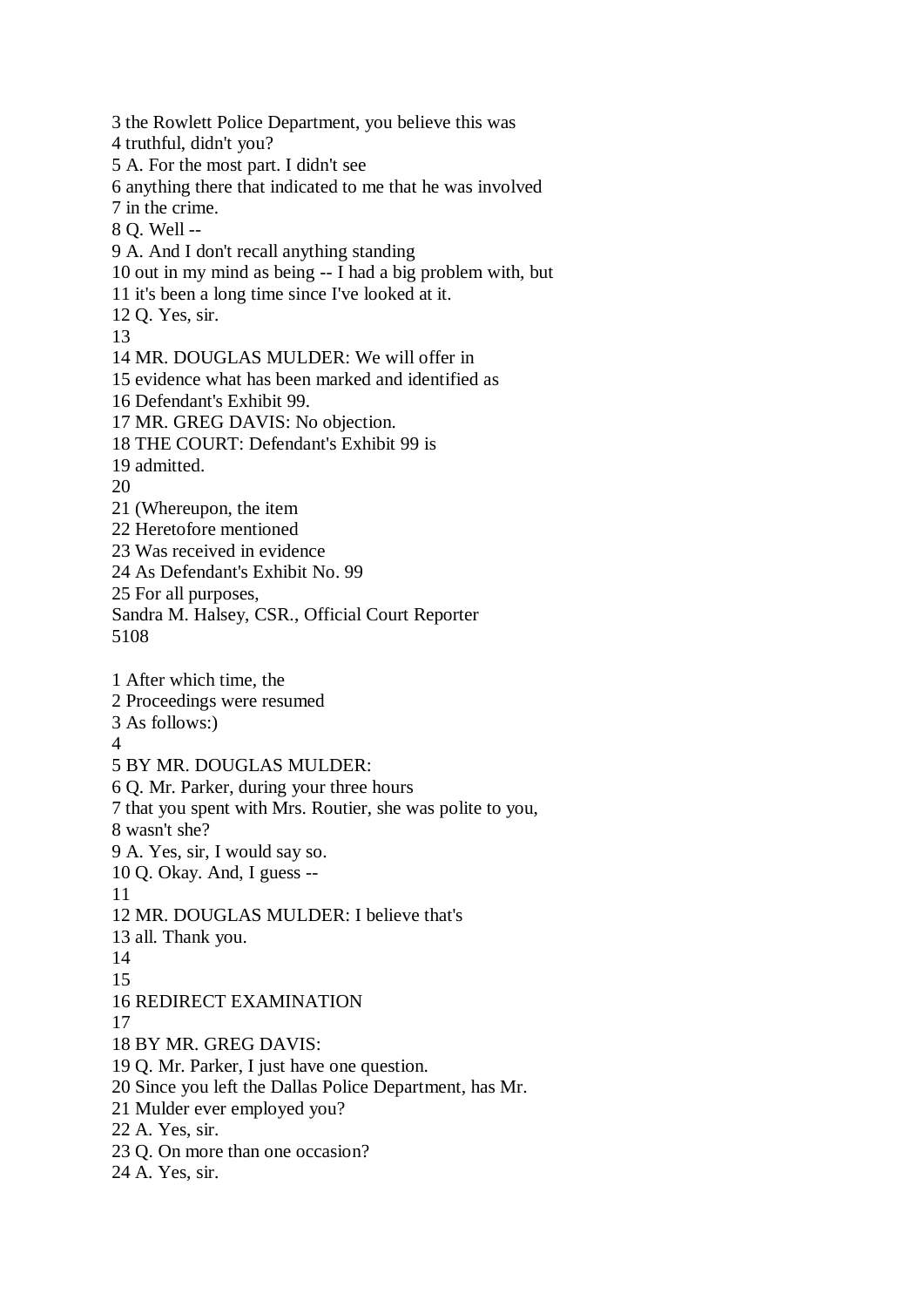3 the Rowlett Police Department, you believe this was
4 truthful, didn't you?
5 A. For the most part. I didn't see
6 anything there that indicated to me that he was involved
7 in the crime.
8 Q. Well --
9 A. And I don't recall anything standing
10 out in my mind as being -- I had a big problem with, but
11 it's been a long time since I've looked at it.
12 Q. Yes, sir.
13
14 MR. DOUGLAS MULDER: We will offer in
15 evidence what has been marked and identified as
16 Defendant's Exhibit 99.
17 MR. GREG DAVIS: No objection.
18 THE COURT: Defendant's Exhibit 99 is
19 admitted.
20
21 (Whereupon, the item
22 Heretofore mentioned
23 Was received in evidence
24 As Defendant's Exhibit No. 99
25 For all purposes,
Sandra M. Halsey, CSR., Official Court Reporter
5108

1 After which time, the
2 Proceedings were resumed
3 As follows:)
4
5 BY MR. DOUGLAS MULDER:
6 Q. Mr. Parker, during your three hours
7 that you spent with Mrs. Routier, she was polite to you,
8 wasn't she?
9 A. Yes, sir, I would say so.
10 Q. Okay. And, I guess --
11
12 MR. DOUGLAS MULDER: I believe that's
13 all. Thank you.
14
15
16 REDIRECT EXAMINATION
17
18 BY MR. GREG DAVIS:
19 Q. Mr. Parker, I just have one question.
20 Since you left the Dallas Police Department, has Mr.
21 Mulder ever employed you?
22 A. Yes, sir.
23 Q. On more than one occasion?
24 A. Yes, sir.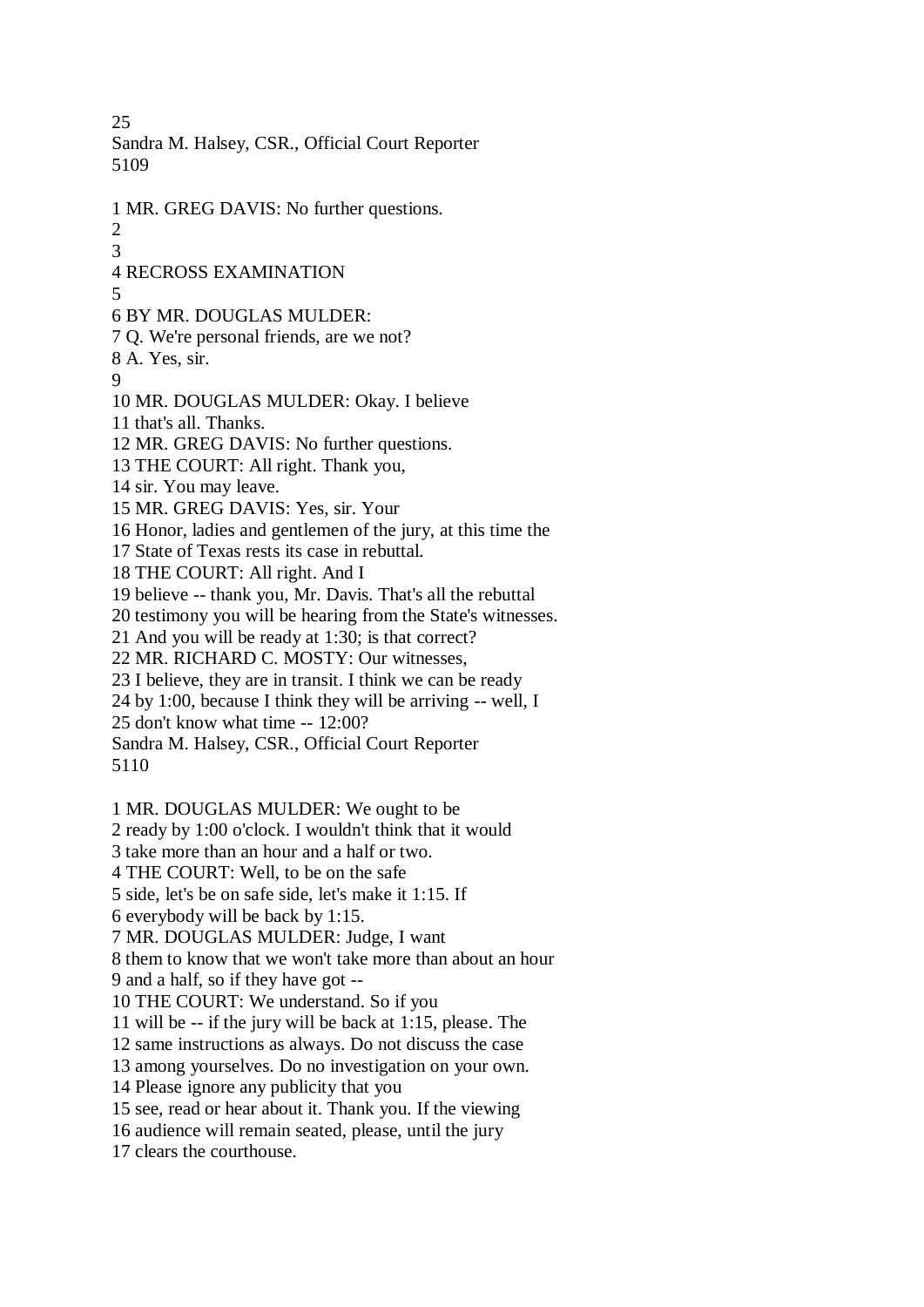1 MR. GREG DAVIS: No further questions.
2
3
4 RECROSS EXAMINATION
5
6 BY MR. DOUGLAS MULDER:
7 Q. We're personal friends, are we not?
8 A. Yes, sir.
9
10 MR. DOUGLAS MULDER: Okay. I believe
11 that's all. Thanks.
12 MR. GREG DAVIS: No further questions.
13 THE COURT: All right. Thank you,
14 sir. You may leave.
15 MR. GREG DAVIS: Yes, sir. Your
16 Honor, ladies and gentlemen of the jury, at this time the
17 State of Texas rests its case in rebuttal.
18 THE COURT: All right. And I
19 believe -- thank you, Mr. Davis. That's all the rebuttal
20 testimony you will be hearing from the State's witnesses.
21 And you will be ready at 1:30; is that correct?
22 MR. RICHARD C. MOSTY: Our witnesses,
23 I believe, they are in transit. I think we can be ready
24 by 1:00, because I think they will be arriving -- well, I
25 don't know what time -- 12:00?

1 MR. DOUGLAS MULDER: We ought to be
2 ready by 1:00 o'clock. I wouldn't think that it would
3 take more than an hour and a half or two.
4 THE COURT: Well, to be on the safe
5 side, let's be on safe side, let's make it 1:15. If
6 everybody will be back by 1:15.
7 MR. DOUGLAS MULDER: Judge, I want
8 them to know that we won't take more than about an hour
9 and a half, so if they have got --
10 THE COURT: We understand. So if you
11 will be -- if the jury will be back at 1:15, please. The
12 same instructions as always. Do not discuss the case
13 among yourselves. Do no investigation on your own.
14 Please ignore any publicity that you
15 see, read or hear about it. Thank you. If the viewing
16 audience will remain seated, please, until the jury
17 clears the courthouse.